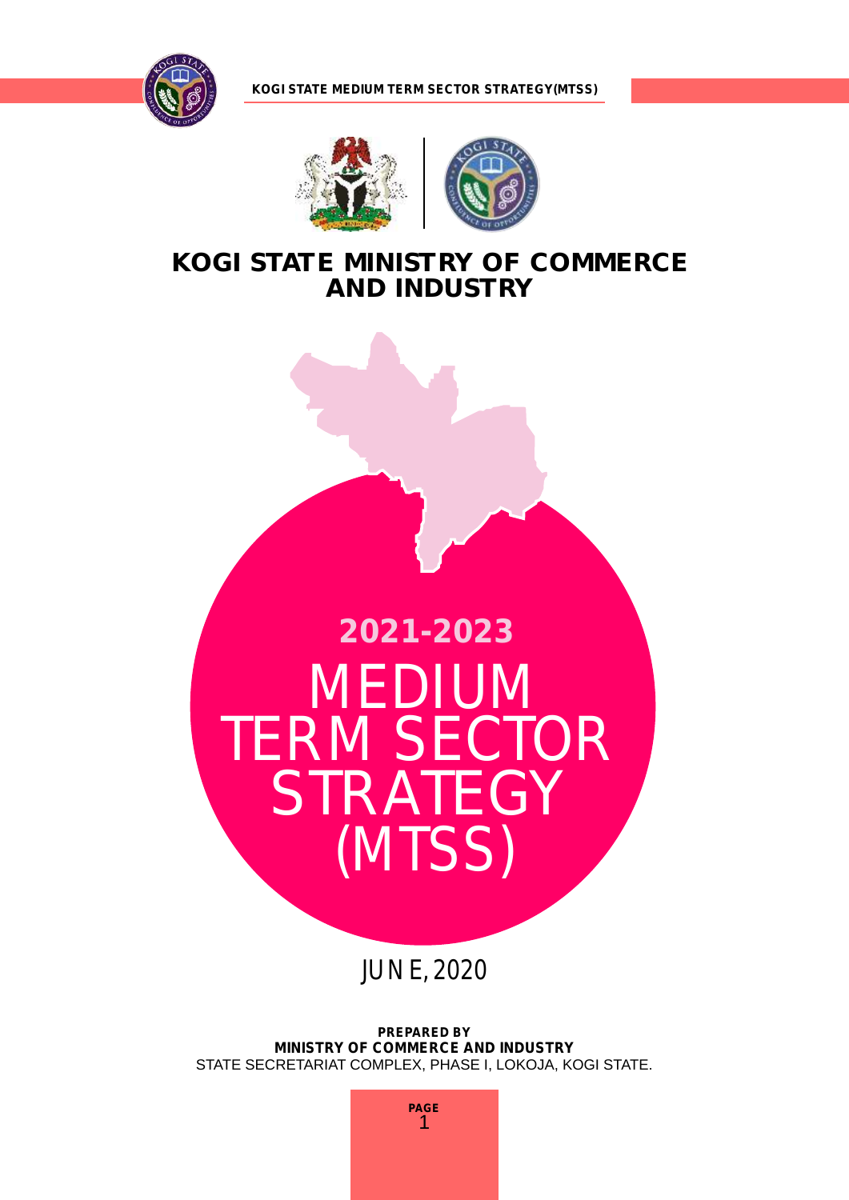# KOGI STATE MINISTRY OF COMMERCE AND INDUSTRY

## 2021-2023

# MEDIUM TERM SECTOR STRATEGY (MTSS)

JUNE, 2020

**PREPARED BY**
**MINISTRY OF COMMERCE AND INDUSTRY**
STATE SECRETARIAT COMPLEX, PHASE I, LOKOJA, KOGI STATE.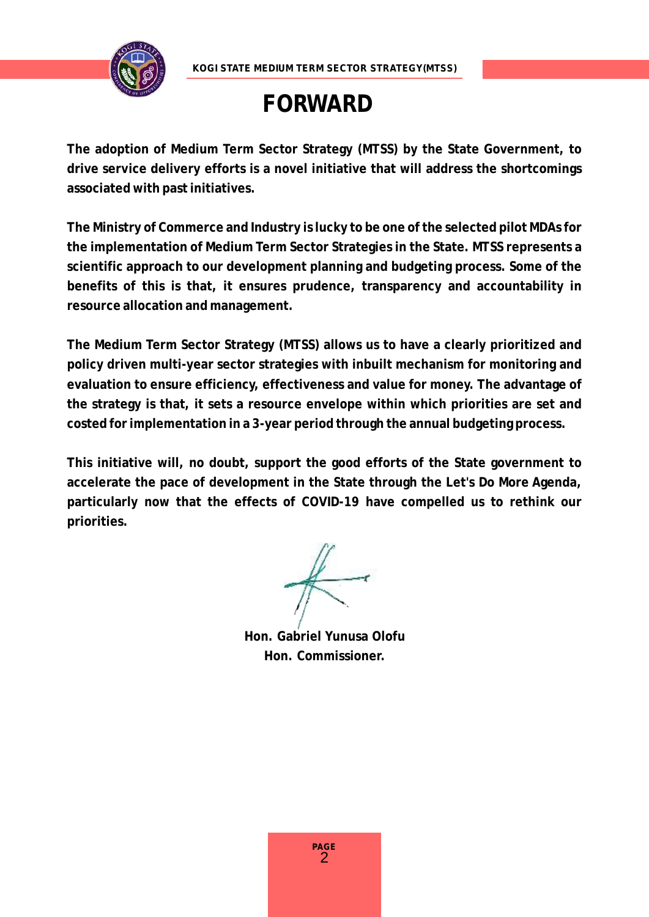# FORWARD

**The adoption of Medium Term Sector Strategy (MTSS) by the State Government, to drive service delivery efforts is a novel initiative that will address the shortcomings associated with past initiatives.**

**The Ministry of Commerce and Industry is lucky to be one of the selected pilot MDAs for the implementation of Medium Term Sector Strategies in the State. MTSS represents a scientific approach to our development planning and budgeting process. Some of the benefits of this is that, it ensures prudence, transparency and accountability in resource allocation and management.**

**The Medium Term Sector Strategy (MTSS) allows us to have a clearly prioritized and policy driven multi-year sector strategies with inbuilt mechanism for monitoring and evaluation to ensure efficiency, effectiveness and value for money. The advantage of the strategy is that, it sets a resource envelope within which priorities are set and costed for implementation in a 3-year period through the annual budgeting process.**

**This initiative will, no doubt, support the good efforts of the State government to accelerate the pace of development in the State through the Let's Do More Agenda, particularly now that the effects of COVID-19 have compelled us to rethink our priorities.**

**Hon. Gabriel Yunusa Olofu**
**Hon. Commissioner.**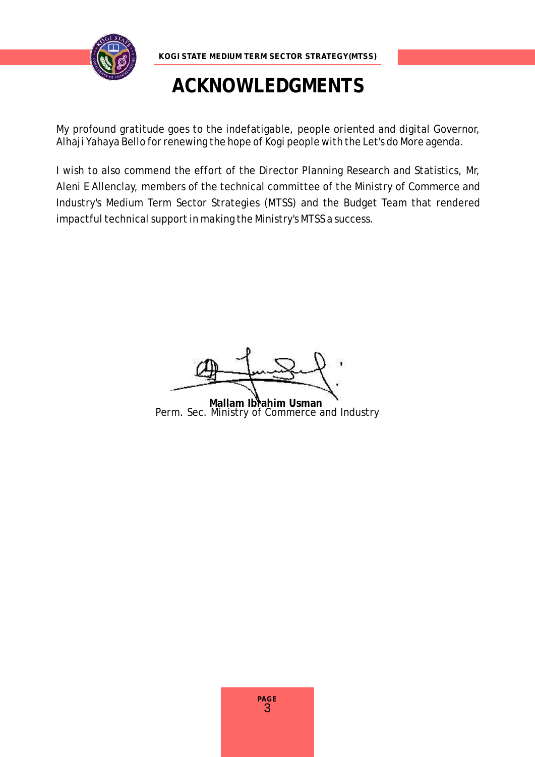# ACKNOWLEDGMENTS

My profound gratitude goes to the indefatigable, people oriented and digital Governor, Alhaji Yahaya Bello for renewing the hope of Kogi people with the Let's do More agenda.

I wish to also commend the effort of the Director Planning Research and Statistics, Mr, Aleni E Allenclay, members of the technical committee of the Ministry of Commerce and Industry's Medium Term Sector Strategies (MTSS) and the Budget Team that rendered impactful technical support in making the Ministry's MTSS a success.

**Mallam Ibrahim Usman**
Perm. Sec. Ministry of Commerce and Industry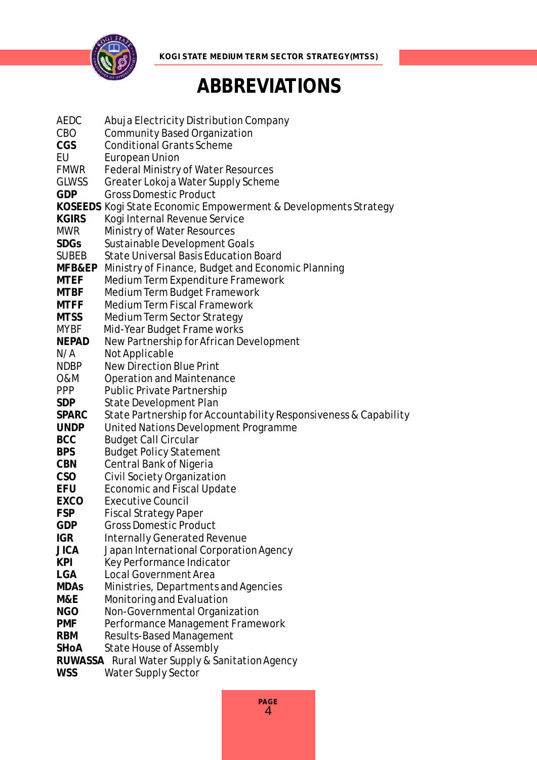# ABBREVIATIONS

| | |
|---|---|
| AEDC | Abuja Electricity Distribution Company |
| CBO | Community Based Organization |
| **CGS** | Conditional Grants Scheme |
| EU | European Union |
| FMWR | Federal Ministry of Water Resources |
| GLWSS | Greater Lokoja Water Supply Scheme |
| **GDP** | Gross Domestic Product |
| **KOSEEDS** | Kogi State Economic Empowerment & Developments Strategy |
| **KGIRS** | Kogi Internal Revenue Service |
| MWR | Ministry of Water Resources |
| **SDGs** | Sustainable Development Goals |
| SUBEB | State Universal Basis Education Board |
| **MFB&EP** | Ministry of Finance, Budget and Economic Planning |
| **MTEF** | Medium Term Expenditure Framework |
| **MTBF** | Medium Term Budget Framework |
| **MTFF** | Medium Term Fiscal Framework |
| **MTSS** | Medium Term Sector Strategy |
| MYBF | Mid-Year Budget Frame works |
| **NEPAD** | New Partnership for African Development |
| N/A | Not Applicable |
| NDBP | New Direction Blue Print |
| O&M | Operation and Maintenance |
| PPP | Public Private Partnership |
| **SDP** | State Development Plan |
| **SPARC** | State Partnership for Accountability Responsiveness & Capability |
| **UNDP** | United Nations Development Programme |
| **BCC** | Budget Call Circular |
| **BPS** | Budget Policy Statement |
| **CBN** | Central Bank of Nigeria |
| **CSO** | Civil Society Organization |
| **EFU** | Economic and Fiscal Update |
| **EXCO** | Executive Council |
| **FSP** | Fiscal Strategy Paper |
| **GDP** | Gross Domestic Product |
| **IGR** | Internally Generated Revenue |
| **JICA** | Japan International Corporation Agency |
| **KPI** | Key Performance Indicator |
| **LGA** | Local Government Area |
| **MDAs** | Ministries, Departments and Agencies |
| **M&E** | Monitoring and Evaluation |
| **NGO** | Non-Governmental Organization |
| **PMF** | Performance Management Framework |
| **RBM** | Results-Based Management |
| **SHoA** | State House of Assembly |
| **RUWASSA** | Rural Water Supply & Sanitation Agency |
| **WSS** | Water Supply Sector |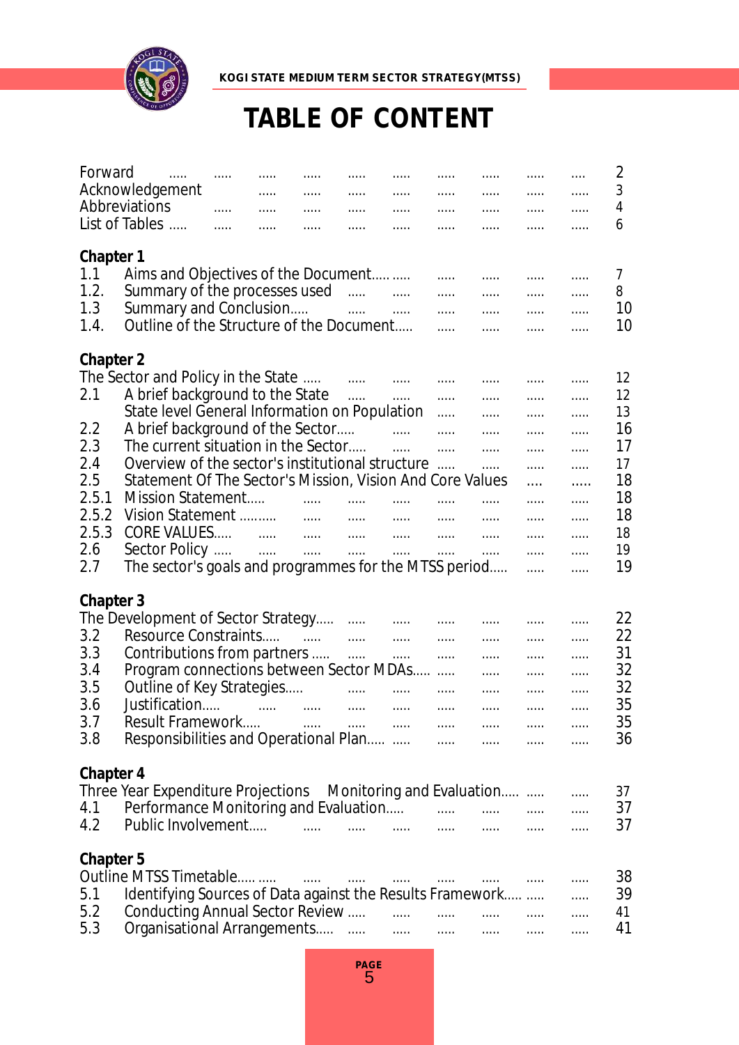# TABLE OF CONTENT

| | | |
|---|---|---|
| Forward | | 2 |
| Acknowledgement | | 3 |
| Abbreviations | | 4 |
| List of Tables | | 6 |
| **Chapter 1** | | |
| 1.1 | Aims and Objectives of the Document | 7 |
| 1.2. | Summary of the processes used | 8 |
| 1.3 | Summary and Conclusion | 10 |
| 1.4. | Outline of the Structure of the Document | 10 |
| **Chapter 2** | | |
| The Sector and Policy in the State | | 12 |
| 2.1 | A brief background to the State | 12 |
| | State level General Information on Population | 13 |
| 2.2 | A brief background of the Sector | 16 |
| 2.3 | The current situation in the Sector | 17 |
| 2.4 | Overview of the sector's institutional structure | 17 |
| 2.5 | Statement Of The Sector's Mission, Vision And Core Values | 18 |
| 2.5.1 | Mission Statement | 18 |
| 2.5.2 | Vision Statement | 18 |
| 2.5.3 | CORE VALUES | 18 |
| 2.6 | Sector Policy | 19 |
| 2.7 | The sector's goals and programmes for the MTSS period | 19 |
| **Chapter 3** | | |
| The Development of Sector Strategy | | 22 |
| 3.2 | Resource Constraints | 22 |
| 3.3 | Contributions from partners | 31 |
| 3.4 | Program connections between Sector MDAs | 32 |
| 3.5 | Outline of Key Strategies | 32 |
| 3.6 | Justification | 35 |
| 3.7 | Result Framework | 35 |
| 3.8 | Responsibilities and Operational Plan | 36 |
| **Chapter 4** | | |
| Three Year Expenditure Projections Monitoring and Evaluation | | 37 |
| 4.1 | Performance Monitoring and Evaluation | 37 |
| 4.2 | Public Involvement | 37 |
| **Chapter 5** | | |
| Outline MTSS Timetable | | 38 |
| 5.1 | Identifying Sources of Data against the Results Framework | 39 |
| 5.2 | Conducting Annual Sector Review | 41 |
| 5.3 | Organisational Arrangements | 41 |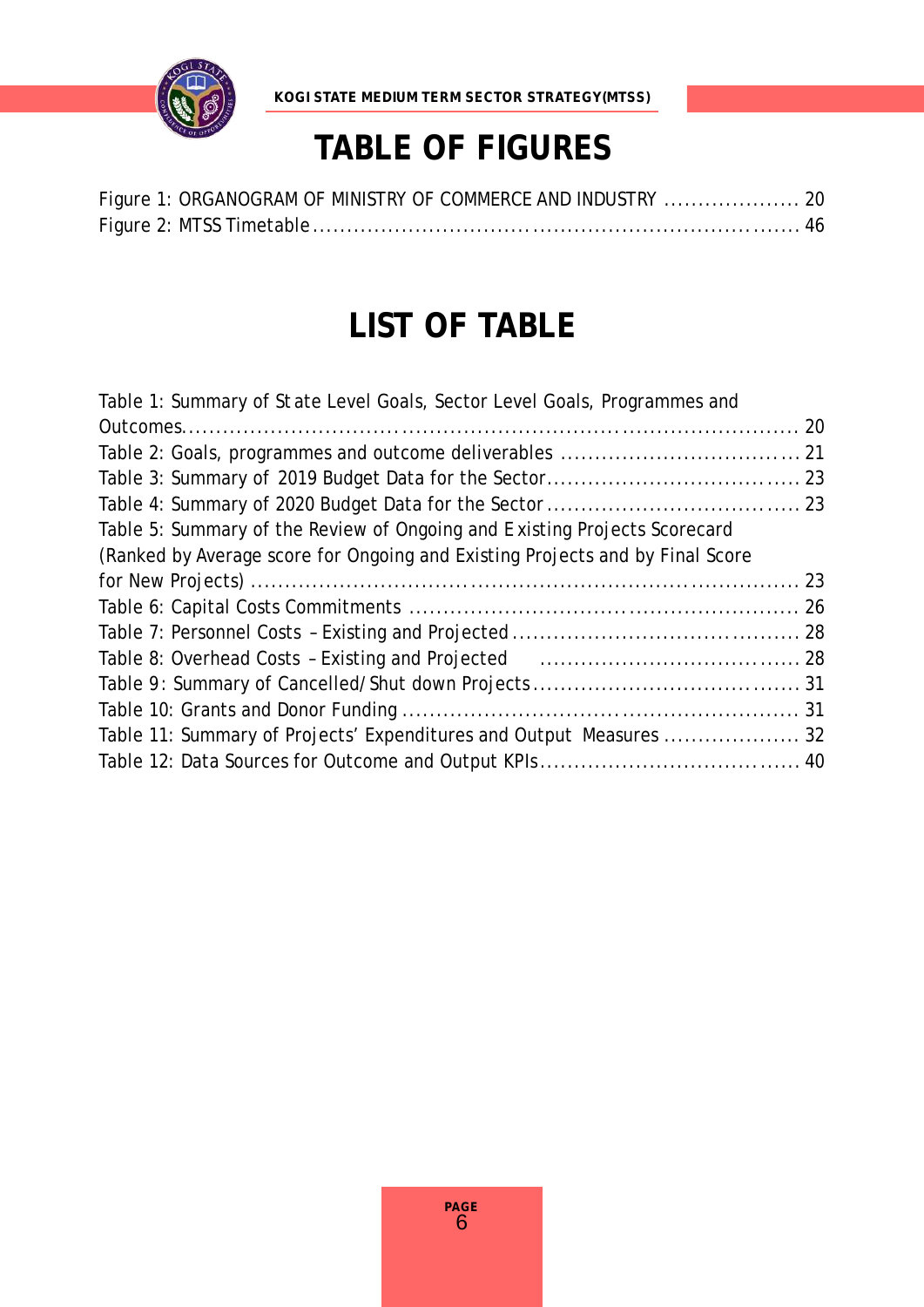# TABLE OF FIGURES

Figure 1: ORGANOGRAM OF MINISTRY OF COMMERCE AND INDUSTRY .................... 20
Figure 2: MTSS Timetable ..................................................................... 46

# LIST OF TABLE

Table 1: Summary of State Level Goals, Sector Level Goals, Programmes and Outcomes............................................................................................ 20
Table 2: Goals, programmes and outcome deliverables .................................. 21
Table 3: Summary of 2019 Budget Data for the Sector.................................... 23
Table 4: Summary of 2020 Budget Data for the Sector .................................... 23
Table 5: Summary of the Review of Ongoing and Existing Projects Scorecard (Ranked by Average score for Ongoing and Existing Projects and by Final Score for New Projects) ........................................................................... 23
Table 6: Capital Costs Commitments ........................................................ 26
Table 7: Personnel Costs – Existing and Projected .......................................... 28
Table 8: Overhead Costs – Existing and Projected ...................................... 28
Table 9: Summary of Cancelled/Shut down Projects ...................................... 31
Table 10: Grants and Donor Funding ......................................................... 31
Table 11: Summary of Projects' Expenditures and Output Measures .................... 32
Table 12: Data Sources for Outcome and Output KPIs...................................... 40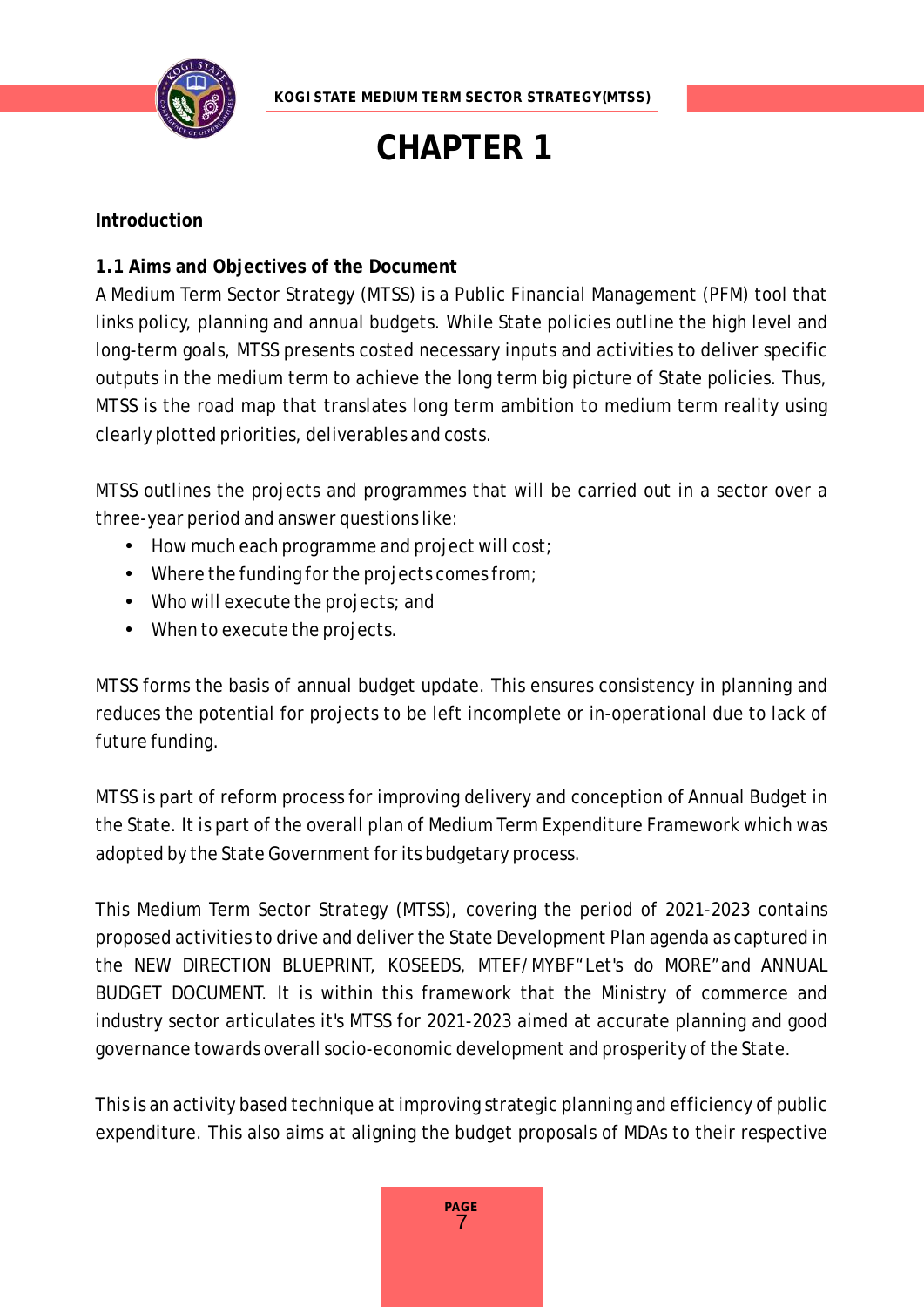# CHAPTER 1

**Introduction**

**1.1 Aims and Objectives of the Document**

A Medium Term Sector Strategy (MTSS) is a Public Financial Management (PFM) tool that links policy, planning and annual budgets. While State policies outline the high level and long-term goals, MTSS presents costed necessary inputs and activities to deliver specific outputs in the medium term to achieve the long term big picture of State policies. Thus, MTSS is the road map that translates long term ambition to medium term reality using clearly plotted priorities, deliverables and costs.

MTSS outlines the projects and programmes that will be carried out in a sector over a three-year period and answer questions like:

- How much each programme and project will cost;
- Where the funding for the projects comes from;
- Who will execute the projects; and
- When to execute the projects.

MTSS forms the basis of annual budget update. This ensures consistency in planning and reduces the potential for projects to be left incomplete or in-operational due to lack of future funding.

MTSS is part of reform process for improving delivery and conception of Annual Budget in the State. It is part of the overall plan of Medium Term Expenditure Framework which was adopted by the State Government for its budgetary process.

This Medium Term Sector Strategy (MTSS), covering the period of 2021-2023 contains proposed activities to drive and deliver the State Development Plan agenda as captured in the NEW DIRECTION BLUEPRINT, KOSEEDS, MTEF/MYBF"Let's do MORE"and ANNUAL BUDGET DOCUMENT. It is within this framework that the Ministry of commerce and industry sector articulates it's MTSS for 2021-2023 aimed at accurate planning and good governance towards overall socio-economic development and prosperity of the State.

This is an activity based technique at improving strategic planning and efficiency of public expenditure. This also aims at aligning the budget proposals of MDAs to their respective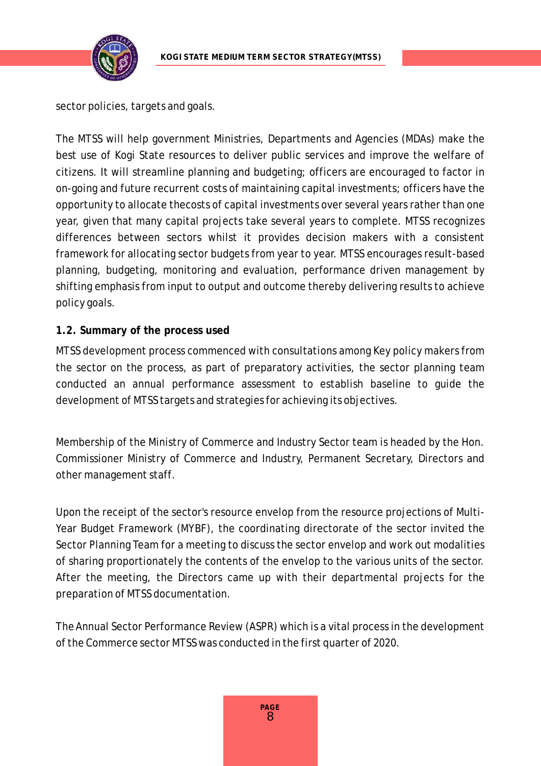sector policies, targets and goals.

The MTSS will help government Ministries, Departments and Agencies (MDAs) make the best use of Kogi State resources to deliver public services and improve the welfare of citizens. It will streamline planning and budgeting; officers are encouraged to factor in on-going and future recurrent costs of maintaining capital investments; officers have the opportunity to allocate thecosts of capital investments over several years rather than one year, given that many capital projects take several years to complete. MTSS recognizes differences between sectors whilst it provides decision makers with a consistent framework for allocating sector budgets from year to year. MTSS encourages result-based planning, budgeting, monitoring and evaluation, performance driven management by shifting emphasis from input to output and outcome thereby delivering results to achieve policy goals.

### 1.2. Summary of the process used

MTSS development process commenced with consultations among Key policy makers from the sector on the process, as part of preparatory activities, the sector planning team conducted an annual performance assessment to establish baseline to guide the development of MTSS targets and strategies for achieving its objectives.

Membership of the Ministry of Commerce and Industry Sector team is headed by the Hon. Commissioner Ministry of Commerce and Industry, Permanent Secretary, Directors and other management staff.

Upon the receipt of the sector's resource envelop from the resource projections of Multi-Year Budget Framework (MYBF), the coordinating directorate of the sector invited the Sector Planning Team for a meeting to discuss the sector envelop and work out modalities of sharing proportionately the contents of the envelop to the various units of the sector. After the meeting, the Directors came up with their departmental projects for the preparation of MTSS documentation.

The Annual Sector Performance Review (ASPR) which is a vital process in the development of the Commerce sector MTSS was conducted in the first quarter of 2020.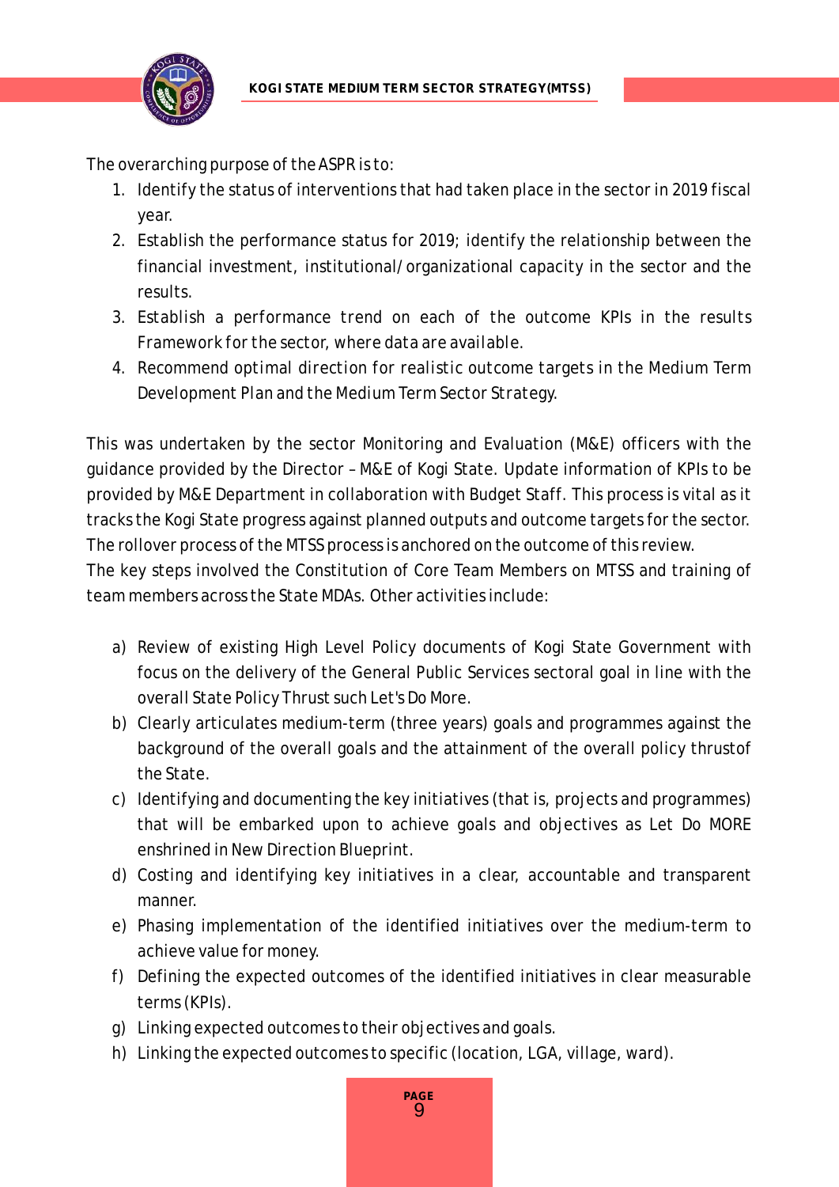The overarching purpose of the ASPR is to:

1. Identify the status of interventions that had taken place in the sector in 2019 fiscal year.
2. Establish the performance status for 2019; identify the relationship between the financial investment, institutional/organizational capacity in the sector and the results.
3. Establish a performance trend on each of the outcome KPIs in the results Framework for the sector, where data are available.
4. Recommend optimal direction for realistic outcome targets in the Medium Term Development Plan and the Medium Term Sector Strategy.

This was undertaken by the sector Monitoring and Evaluation (M&E) officers with the guidance provided by the Director – M&E of Kogi State. Update information of KPIs to be provided by M&E Department in collaboration with Budget Staff. This process is vital as it tracks the Kogi State progress against planned outputs and outcome targets for the sector. The rollover process of the MTSS process is anchored on the outcome of this review.
The key steps involved the Constitution of Core Team Members on MTSS and training of team members across the State MDAs. Other activities include:

a) Review of existing High Level Policy documents of Kogi State Government with focus on the delivery of the General Public Services sectoral goal in line with the overall State Policy Thrust such Let's Do More.
b) Clearly articulates medium-term (three years) goals and programmes against the background of the overall goals and the attainment of the overall policy thrustof the State.
c) Identifying and documenting the key initiatives (that is, projects and programmes) that will be embarked upon to achieve goals and objectives as Let Do MORE enshrined in New Direction Blueprint.
d) Costing and identifying key initiatives in a clear, accountable and transparent manner.
e) Phasing implementation of the identified initiatives over the medium-term to achieve value for money.
f) Defining the expected outcomes of the identified initiatives in clear measurable terms (KPIs).
g) Linking expected outcomes to their objectives and goals.
h) Linking the expected outcomes to specific (location, LGA, village, ward).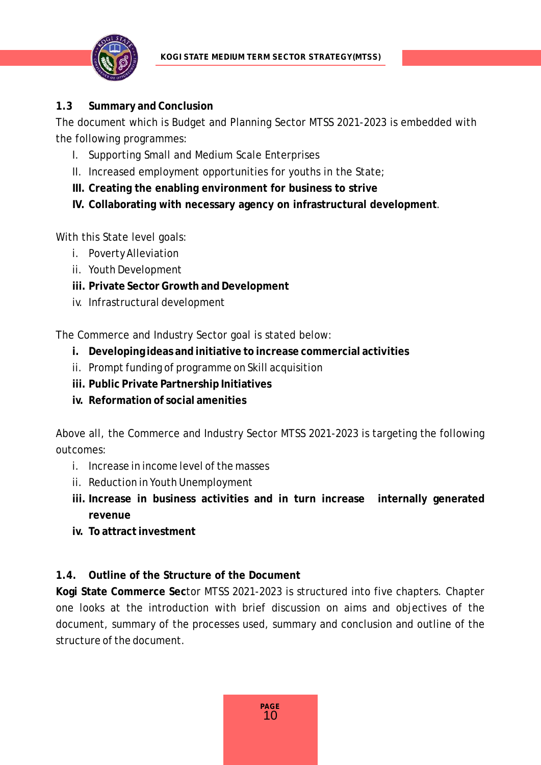### 1.3 Summary and Conclusion

The document which is Budget and Planning Sector MTSS 2021-2023 is embedded with the following programmes:

I. Supporting Small and Medium Scale Enterprises
II. Increased employment opportunities for youths in the State;
**III. Creating the enabling environment for business to strive**
**IV. Collaborating with necessary agency on infrastructural development**.

With this State level goals:

i. Poverty Alleviation
ii. Youth Development
**iii. Private Sector Growth and Development**
iv. Infrastructural development

The Commerce and Industry Sector goal is stated below:

**i. Developing ideas and initiative to increase commercial activities**
ii. Prompt funding of programme on Skill acquisition
**iii. Public Private Partnership Initiatives**
**iv. Reformation of social amenities**

Above all, the Commerce and Industry Sector MTSS 2021-2023 is targeting the following outcomes:

i. Increase in income level of the masses
ii. Reduction in Youth Unemployment
**iii. Increase in business activities and in turn increase internally generated revenue**
**iv. To attract investment**

### 1.4. Outline of the Structure of the Document

**Kogi State Commerce Sec**tor MTSS 2021-2023 is structured into five chapters. Chapter one looks at the introduction with brief discussion on aims and objectives of the document, summary of the processes used, summary and conclusion and outline of the structure of the document.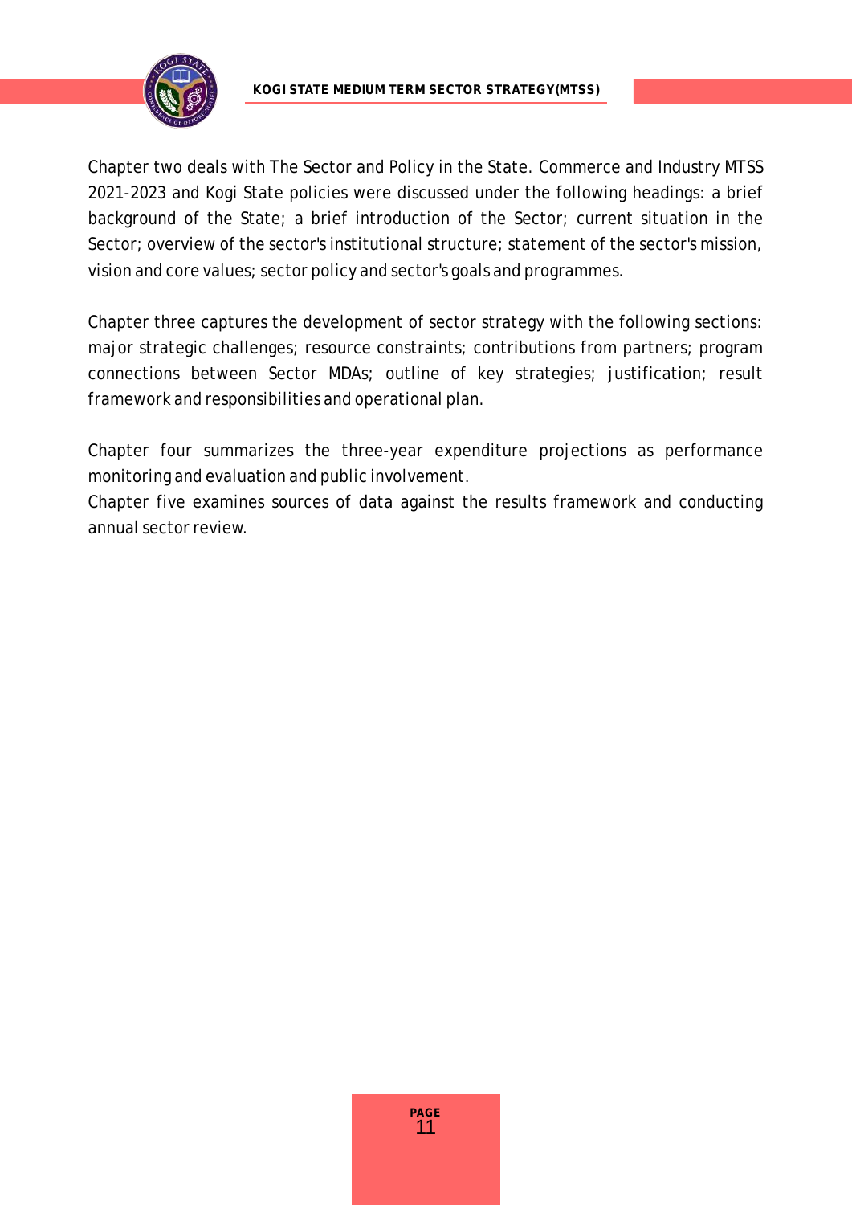Chapter two deals with The Sector and Policy in the State. Commerce and Industry MTSS 2021-2023 and Kogi State policies were discussed under the following headings: a brief background of the State; a brief introduction of the Sector; current situation in the Sector; overview of the sector's institutional structure; statement of the sector's mission, vision and core values; sector policy and sector's goals and programmes.

Chapter three captures the development of sector strategy with the following sections: major strategic challenges; resource constraints; contributions from partners; program connections between Sector MDAs; outline of key strategies; justification; result framework and responsibilities and operational plan.

Chapter four summarizes the three-year expenditure projections as performance monitoring and evaluation and public involvement.

Chapter five examines sources of data against the results framework and conducting annual sector review.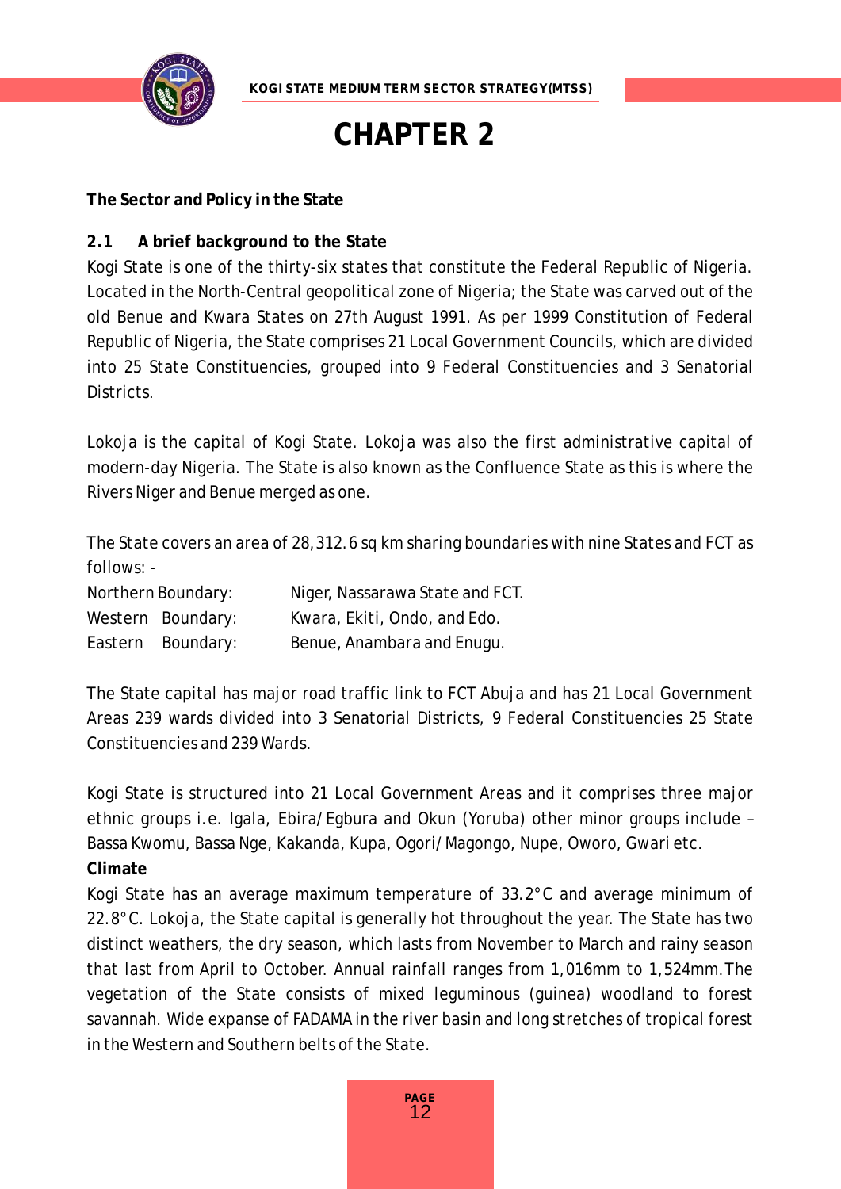# CHAPTER 2

**The Sector and Policy in the State**

## 2.1 A brief background to the State

Kogi State is one of the thirty-six states that constitute the Federal Republic of Nigeria. Located in the North-Central geopolitical zone of Nigeria; the State was carved out of the old Benue and Kwara States on 27th August 1991. As per 1999 Constitution of Federal Republic of Nigeria, the State comprises 21 Local Government Councils, which are divided into 25 State Constituencies, grouped into 9 Federal Constituencies and 3 Senatorial Districts.

Lokoja is the capital of Kogi State. Lokoja was also the first administrative capital of modern-day Nigeria. The State is also known as the Confluence State as this is where the Rivers Niger and Benue merged as one.

The State covers an area of 28,312.6 sq km sharing boundaries with nine States and FCT as follows: -

Northern Boundary: Niger, Nassarawa State and FCT.
Western Boundary: Kwara, Ekiti, Ondo, and Edo.
Eastern Boundary: Benue, Anambara and Enugu.

The State capital has major road traffic link to FCT Abuja and has 21 Local Government Areas 239 wards divided into 3 Senatorial Districts, 9 Federal Constituencies 25 State Constituencies and 239 Wards.

Kogi State is structured into 21 Local Government Areas and it comprises three major ethnic groups i.e. Igala, Ebira/Egbura and Okun (Yoruba) other minor groups include – Bassa Kwomu, Bassa Nge, Kakanda, Kupa, Ogori/Magongo, Nupe, Oworo, Gwari etc.

**Climate**

Kogi State has an average maximum temperature of 33.2°C and average minimum of 22.8°C. Lokoja, the State capital is generally hot throughout the year. The State has two distinct weathers, the dry season, which lasts from November to March and rainy season that last from April to October. Annual rainfall ranges from 1,016mm to 1,524mm. The vegetation of the State consists of mixed leguminous (guinea) woodland to forest savannah. Wide expanse of FADAMA in the river basin and long stretches of tropical forest in the Western and Southern belts of the State.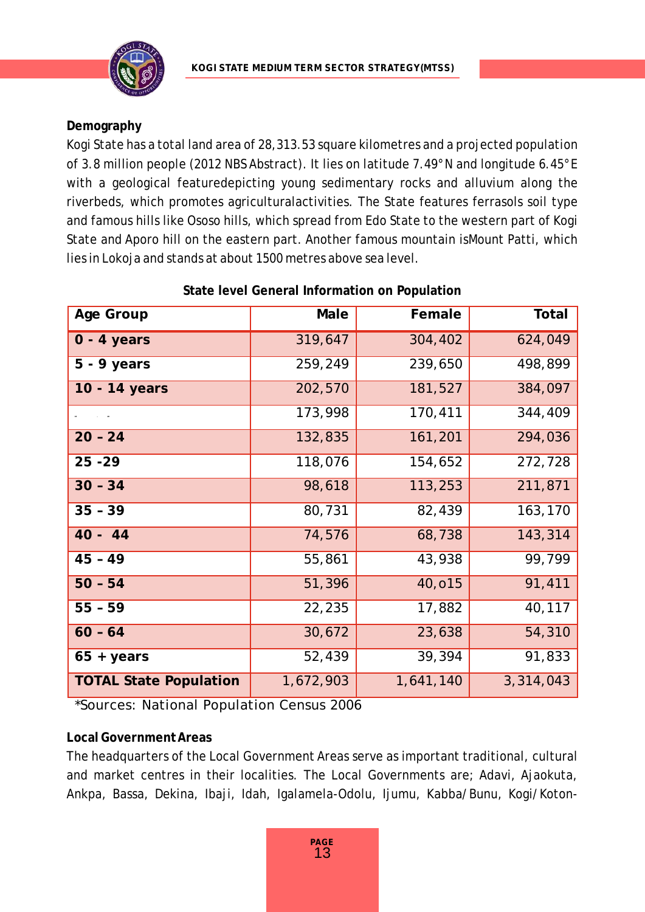## Demography

Kogi State has a total land area of 28,313.53 square kilometres and a projected population of 3.8 million people (2012 NBS Abstract). It lies on latitude 7.49°N and longitude 6.45°E with a geological featuredepicting young sedimentary rocks and alluvium along the riverbeds, which promotes agriculturalactivities. The State features ferrasols soil type and famous hills like Ososo hills, which spread from Edo State to the western part of Kogi State and Aporo hill on the eastern part. Another famous mountain isMount Patti, which lies in Lokoja and stands at about 1500 metres above sea level.

**State level General Information on Population**

| Age Group | Male | Female | Total |
|---|---:|---:|---:|
| **0 - 4 years** | 319,647 | 304,402 | 624,049 |
| **5 - 9 years** | 259,249 | 239,650 | 498,899 |
| **10 - 14 years** | 202,570 | 181,527 | 384,097 |
| | 173,998 | 170,411 | 344,409 |
| **20 – 24** | 132,835 | 161,201 | 294,036 |
| **25 -29** | 118,076 | 154,652 | 272,728 |
| **30 – 34** | 98,618 | 113,253 | 211,871 |
| **35 – 39** | 80,731 | 82,439 | 163,170 |
| **40 - 44** | 74,576 | 68,738 | 143,314 |
| **45 – 49** | 55,861 | 43,938 | 99,799 |
| **50 – 54** | 51,396 | 40,o15 | 91,411 |
| **55 – 59** | 22,235 | 17,882 | 40,117 |
| **60 – 64** | 30,672 | 23,638 | 54,310 |
| **65 + years** | 52,439 | 39,394 | 91,833 |
| **TOTAL State Population** | 1,672,903 | 1,641,140 | 3,314,043 |

*Sources: National Population Census 2006

## Local Government Areas

The headquarters of the Local Government Areas serve as important traditional, cultural and market centres in their localities. The Local Governments are; Adavi, Ajaokuta, Ankpa, Bassa, Dekina, Ibaji, Idah, Igalamela-Odolu, Ijumu, Kabba/Bunu, Kogi/Koton-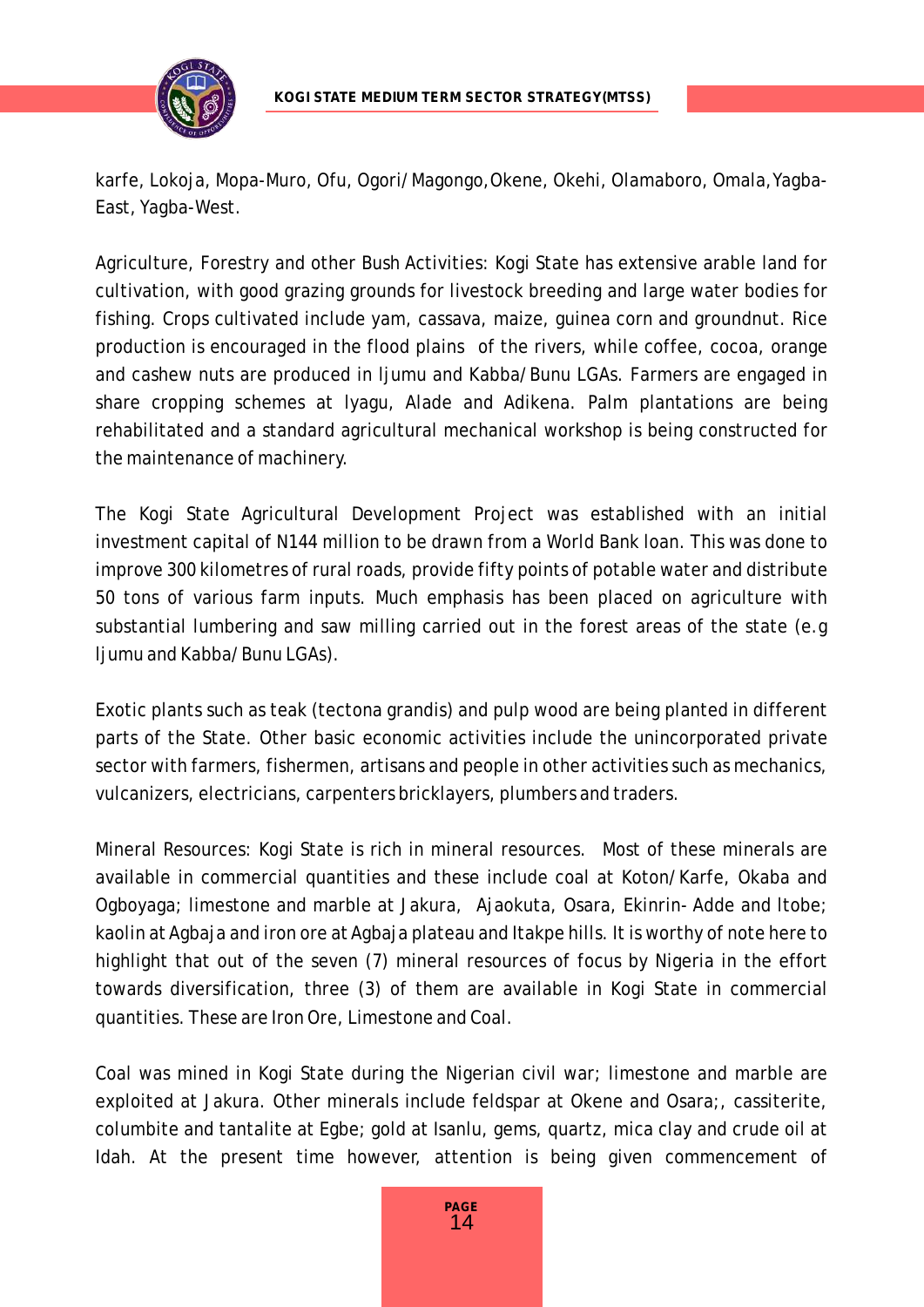karfe, Lokoja, Mopa-Muro, Ofu, Ogori/Magongo,Okene, Okehi, Olamaboro, Omala,Yagba-East, Yagba-West.

Agriculture, Forestry and other Bush Activities: Kogi State has extensive arable land for cultivation, with good grazing grounds for livestock breeding and large water bodies for fishing. Crops cultivated include yam, cassava, maize, guinea corn and groundnut. Rice production is encouraged in the flood plains of the rivers, while coffee, cocoa, orange and cashew nuts are produced in Ijumu and Kabba/Bunu LGAs. Farmers are engaged in share cropping schemes at Iyagu, Alade and Adikena. Palm plantations are being rehabilitated and a standard agricultural mechanical workshop is being constructed for the maintenance of machinery.

The Kogi State Agricultural Development Project was established with an initial investment capital of N144 million to be drawn from a World Bank loan. This was done to improve 300 kilometres of rural roads, provide fifty points of potable water and distribute 50 tons of various farm inputs. Much emphasis has been placed on agriculture with substantial lumbering and saw milling carried out in the forest areas of the state (e.g Ijumu and Kabba/Bunu LGAs).

Exotic plants such as teak (tectona grandis) and pulp wood are being planted in different parts of the State. Other basic economic activities include the unincorporated private sector with farmers, fishermen, artisans and people in other activities such as mechanics, vulcanizers, electricians, carpenters bricklayers, plumbers and traders.

Mineral Resources: Kogi State is rich in mineral resources. Most of these minerals are available in commercial quantities and these include coal at Koton/Karfe, Okaba and Ogboyaga; limestone and marble at Jakura, Ajaokuta, Osara, Ekinrin- Adde and Itobe; kaolin at Agbaja and iron ore at Agbaja plateau and Itakpe hills. It is worthy of note here to highlight that out of the seven (7) mineral resources of focus by Nigeria in the effort towards diversification, three (3) of them are available in Kogi State in commercial quantities. These are Iron Ore, Limestone and Coal.

Coal was mined in Kogi State during the Nigerian civil war; limestone and marble are exploited at Jakura. Other minerals include feldspar at Okene and Osara;, cassiterite, columbite and tantalite at Egbe; gold at Isanlu, gems, quartz, mica clay and crude oil at Idah. At the present time however, attention is being given commencement of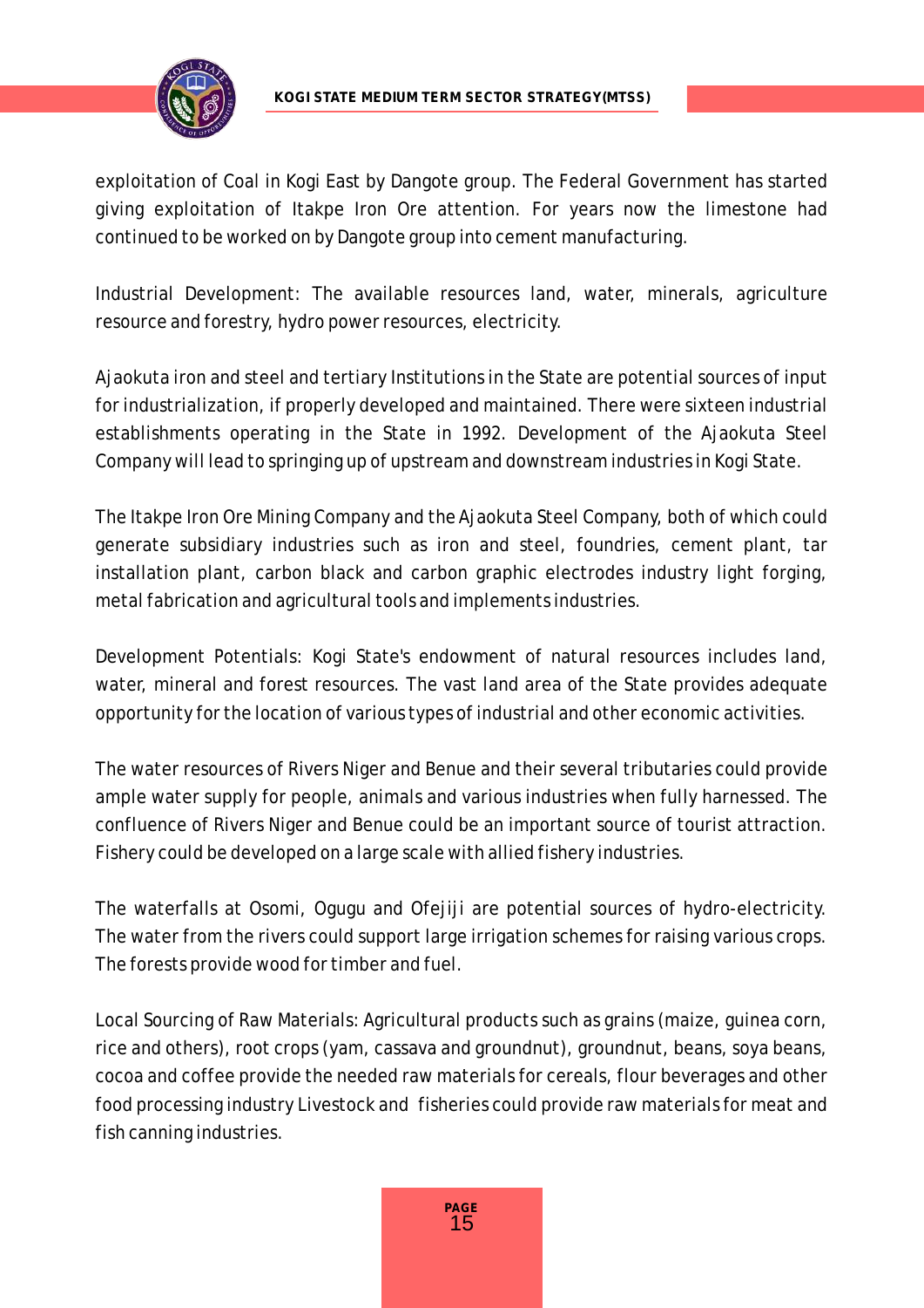exploitation of Coal in Kogi East by Dangote group. The Federal Government has started giving exploitation of Itakpe Iron Ore attention. For years now the limestone had continued to be worked on by Dangote group into cement manufacturing.

Industrial Development: The available resources land, water, minerals, agriculture resource and forestry, hydro power resources, electricity.

Ajaokuta iron and steel and tertiary Institutions in the State are potential sources of input for industrialization, if properly developed and maintained. There were sixteen industrial establishments operating in the State in 1992. Development of the Ajaokuta Steel Company will lead to springing up of upstream and downstream industries in Kogi State.

The Itakpe Iron Ore Mining Company and the Ajaokuta Steel Company, both of which could generate subsidiary industries such as iron and steel, foundries, cement plant, tar installation plant, carbon black and carbon graphic electrodes industry light forging, metal fabrication and agricultural tools and implements industries.

Development Potentials: Kogi State's endowment of natural resources includes land, water, mineral and forest resources. The vast land area of the State provides adequate opportunity for the location of various types of industrial and other economic activities.

The water resources of Rivers Niger and Benue and their several tributaries could provide ample water supply for people, animals and various industries when fully harnessed. The confluence of Rivers Niger and Benue could be an important source of tourist attraction. Fishery could be developed on a large scale with allied fishery industries.

The waterfalls at Osomi, Ogugu and Ofejiji are potential sources of hydro-electricity. The water from the rivers could support large irrigation schemes for raising various crops. The forests provide wood for timber and fuel.

Local Sourcing of Raw Materials: Agricultural products such as grains (maize, guinea corn, rice and others), root crops (yam, cassava and groundnut), groundnut, beans, soya beans, cocoa and coffee provide the needed raw materials for cereals, flour beverages and other food processing industry Livestock and fisheries could provide raw materials for meat and fish canning industries.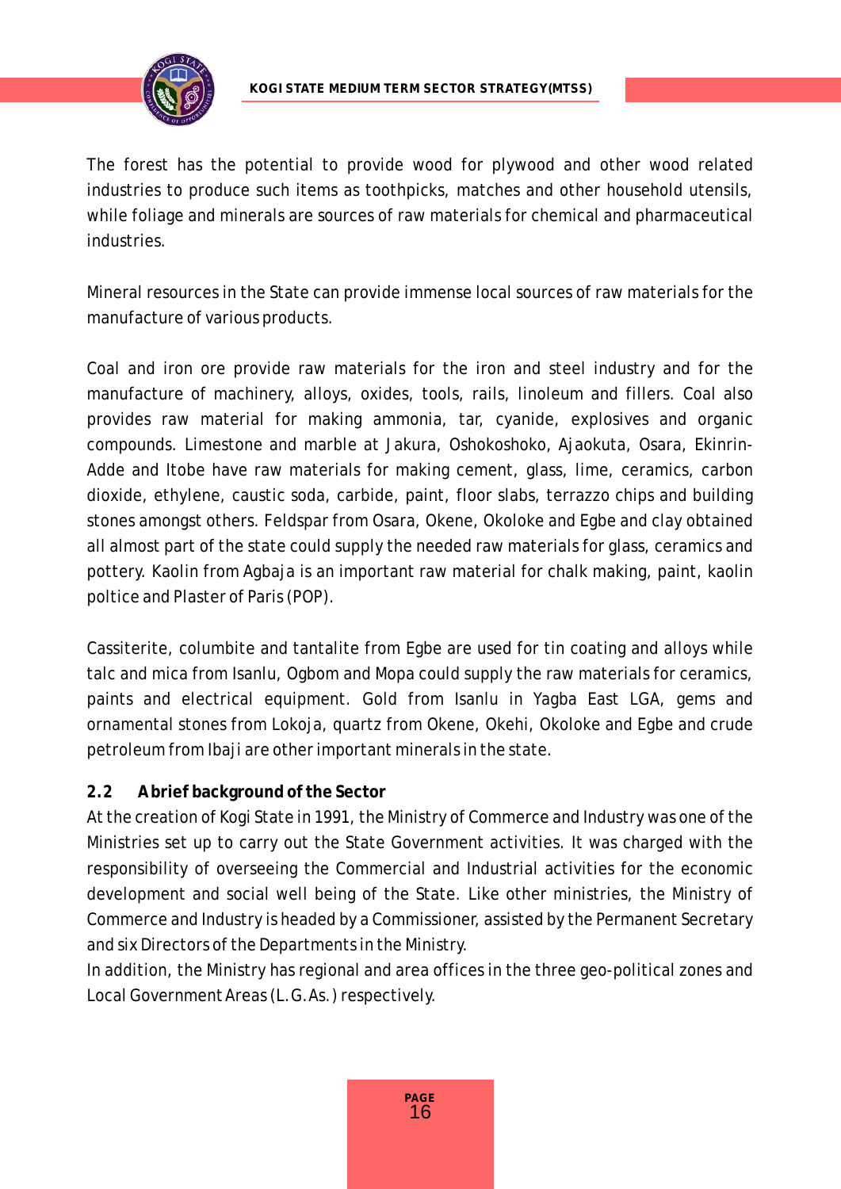The forest has the potential to provide wood for plywood and other wood related industries to produce such items as toothpicks, matches and other household utensils, while foliage and minerals are sources of raw materials for chemical and pharmaceutical industries.

Mineral resources in the State can provide immense local sources of raw materials for the manufacture of various products.

Coal and iron ore provide raw materials for the iron and steel industry and for the manufacture of machinery, alloys, oxides, tools, rails, linoleum and fillers. Coal also provides raw material for making ammonia, tar, cyanide, explosives and organic compounds. Limestone and marble at Jakura, Oshokoshoko, Ajaokuta, Osara, Ekinrin-Adde and Itobe have raw materials for making cement, glass, lime, ceramics, carbon dioxide, ethylene, caustic soda, carbide, paint, floor slabs, terrazzo chips and building stones amongst others. Feldspar from Osara, Okene, Okoloke and Egbe and clay obtained all almost part of the state could supply the needed raw materials for glass, ceramics and pottery. Kaolin from Agbaja is an important raw material for chalk making, paint, kaolin poltice and Plaster of Paris (POP).

Cassiterite, columbite and tantalite from Egbe are used for tin coating and alloys while talc and mica from Isanlu, Ogbom and Mopa could supply the raw materials for ceramics, paints and electrical equipment. Gold from Isanlu in Yagba East LGA, gems and ornamental stones from Lokoja, quartz from Okene, Okehi, Okoloke and Egbe and crude petroleum from Ibaji are other important minerals in the state.

## 2.2 A brief background of the Sector

At the creation of Kogi State in 1991, the Ministry of Commerce and Industry was one of the Ministries set up to carry out the State Government activities. It was charged with the responsibility of overseeing the Commercial and Industrial activities for the economic development and social well being of the State. Like other ministries, the Ministry of Commerce and Industry is headed by a Commissioner, assisted by the Permanent Secretary and six Directors of the Departments in the Ministry.

In addition, the Ministry has regional and area offices in the three geo-political zones and Local Government Areas (L.G.As.) respectively.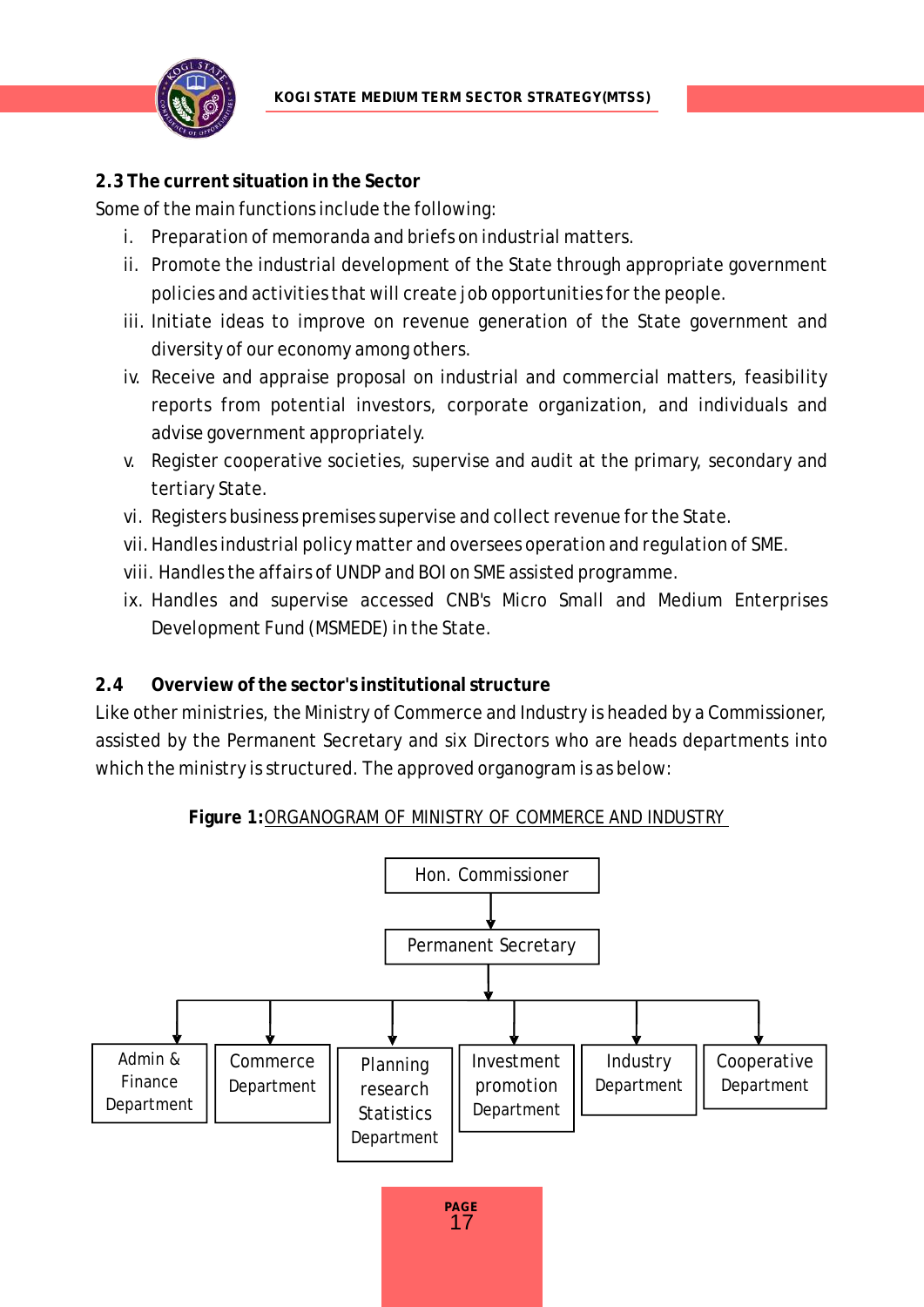## 2.3 The current situation in the Sector

Some of the main functions include the following:

i. Preparation of memoranda and briefs on industrial matters.
ii. Promote the industrial development of the State through appropriate government policies and activities that will create job opportunities for the people.
iii. Initiate ideas to improve on revenue generation of the State government and diversity of our economy among others.
iv. Receive and appraise proposal on industrial and commercial matters, feasibility reports from potential investors, corporate organization, and individuals and advise government appropriately.
v. Register cooperative societies, supervise and audit at the primary, secondary and tertiary State.
vi. Registers business premises supervise and collect revenue for the State.
vii. Handles industrial policy matter and oversees operation and regulation of SME.
viii. Handles the affairs of UNDP and BOI on SME assisted programme.
ix. Handles and supervise accessed CNB's Micro Small and Medium Enterprises Development Fund (MSMEDE) in the State.

## 2.4 Overview of the sector's institutional structure

Like other ministries, the Ministry of Commerce and Industry is headed by a Commissioner, assisted by the Permanent Secretary and six Directors who are heads departments into which the ministry is structured. The approved organogram is as below:

**Figure 1:** ORGANOGRAM OF MINISTRY OF COMMERCE AND INDUSTRY

Hon. Commissioner

Permanent Secretary

- Admin & Finance Department
- Commerce Department
- Planning research Statistics Department
- Investment promotion Department
- Industry Department
- Cooperative Department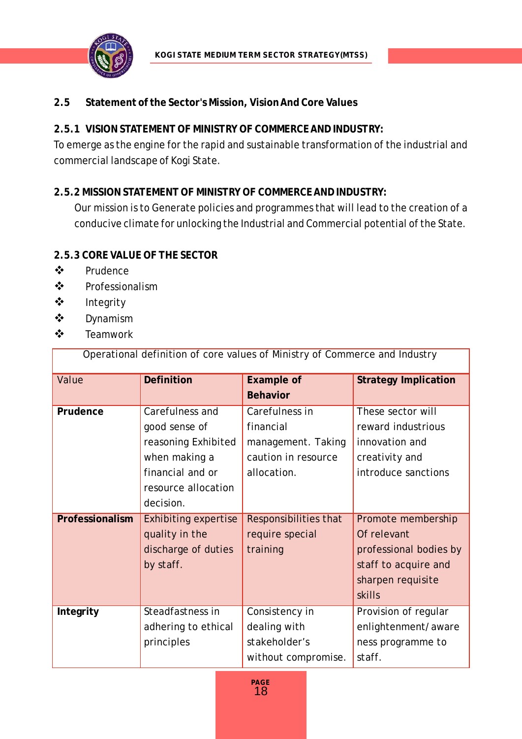## 2.5 Statement of the Sector's Mission, Vision And Core Values

### 2.5.1 VISION STATEMENT OF MINISTRY OF COMMERCE AND INDUSTRY:

To emerge as the engine for the rapid and sustainable transformation of the industrial and commercial landscape of Kogi State.

### 2.5.2 MISSION STATEMENT OF MINISTRY OF COMMERCE AND INDUSTRY:

Our mission is to Generate policies and programmes that will lead to the creation of a conducive climate for unlocking the Industrial and Commercial potential of the State.

### 2.5.3 CORE VALUE OF THE SECTOR

- ❖ Prudence
- ❖ Professionalism
- ❖ Integrity
- ❖ Dynamism
- ❖ Teamwork

Operational definition of core values of Ministry of Commerce and Industry

| Value | **Definition** | **Example of Behavior** | **Strategy Implication** |
|---|---|---|---|
| **Prudence** | Carefulness and good sense of reasoning Exhibited when making a financial and or resource allocation decision. | Carefulness in financial management. Taking caution in resource allocation. | These sector will reward industrious innovation and creativity and introduce sanctions |
| **Professionalism** | Exhibiting expertise quality in the discharge of duties by staff. | Responsibilities that require special training | Promote membership Of relevant professional bodies by staff to acquire and sharpen requisite skills |
| **Integrity** | Steadfastness in adhering to ethical principles | Consistency in dealing with stakeholder's without compromise. | Provision of regular enlightenment/aware ness programme to staff. |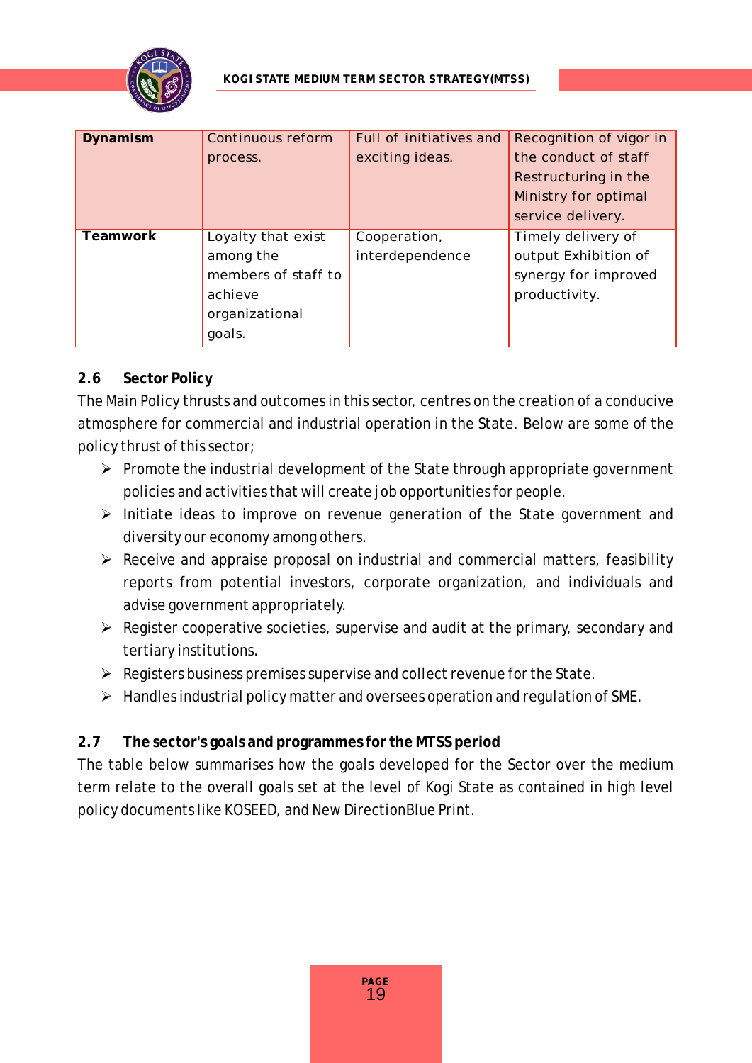| | | | |
|---|---|---|---|
| **Dynamism** | Continuous reform process. | Full of initiatives and exciting ideas. | Recognition of vigor in the conduct of staff Restructuring in the Ministry for optimal service delivery. |
| **Teamwork** | Loyalty that exist among the members of staff to achieve organizational goals. | Cooperation, interdependence | Timely delivery of output Exhibition of synergy for improved productivity. |

## 2.6 Sector Policy

The Main Policy thrusts and outcomes in this sector, centres on the creation of a conducive atmosphere for commercial and industrial operation in the State. Below are some of the policy thrust of this sector;

- Promote the industrial development of the State through appropriate government policies and activities that will create job opportunities for people.
- Initiate ideas to improve on revenue generation of the State government and diversity our economy among others.
- Receive and appraise proposal on industrial and commercial matters, feasibility reports from potential investors, corporate organization, and individuals and advise government appropriately.
- Register cooperative societies, supervise and audit at the primary, secondary and tertiary institutions.
- Registers business premises supervise and collect revenue for the State.
- Handles industrial policy matter and oversees operation and regulation of SME.

## 2.7 The sector's goals and programmes for the MTSS period

The table below summarises how the goals developed for the Sector over the medium term relate to the overall goals set at the level of Kogi State as contained in high level policy documents like KOSEED, and New DirectionBlue Print.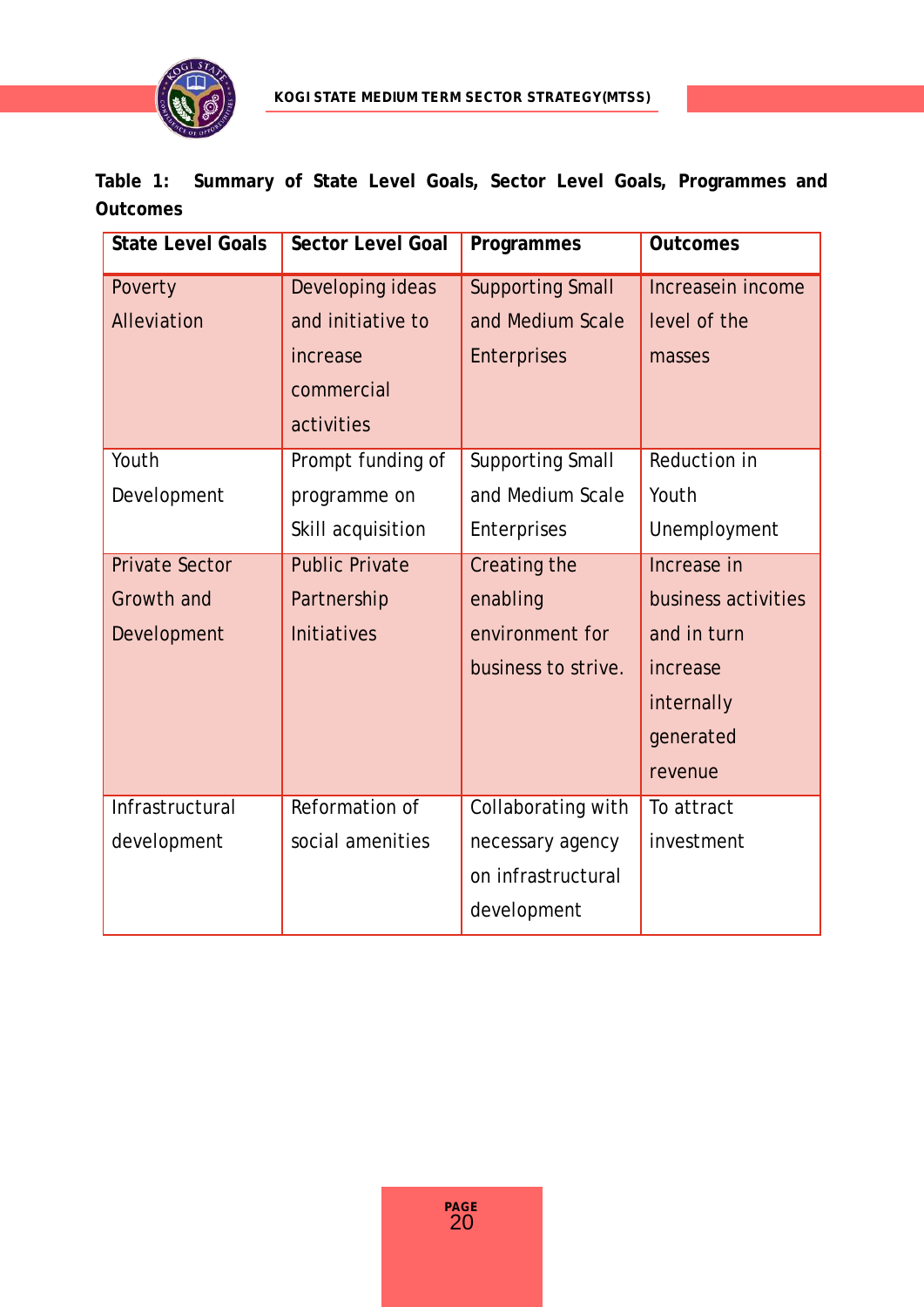**Table 1: Summary of State Level Goals, Sector Level Goals, Programmes and Outcomes**

| State Level Goals | Sector Level Goal | Programmes | Outcomes |
|---|---|---|---|
| Poverty Alleviation | Developing ideas and initiative to increase commercial activities | Supporting Small and Medium Scale Enterprises | Increasein income level of the masses |
| Youth Development | Prompt funding of programme on Skill acquisition | Supporting Small and Medium Scale Enterprises | Reduction in Youth Unemployment |
| Private Sector Growth and Development | Public Private Partnership Initiatives | Creating the enabling environment for business to strive. | Increase in business activities and in turn increase internally generated revenue |
| Infrastructural development | Reformation of social amenities | Collaborating with necessary agency on infrastructural development | To attract investment |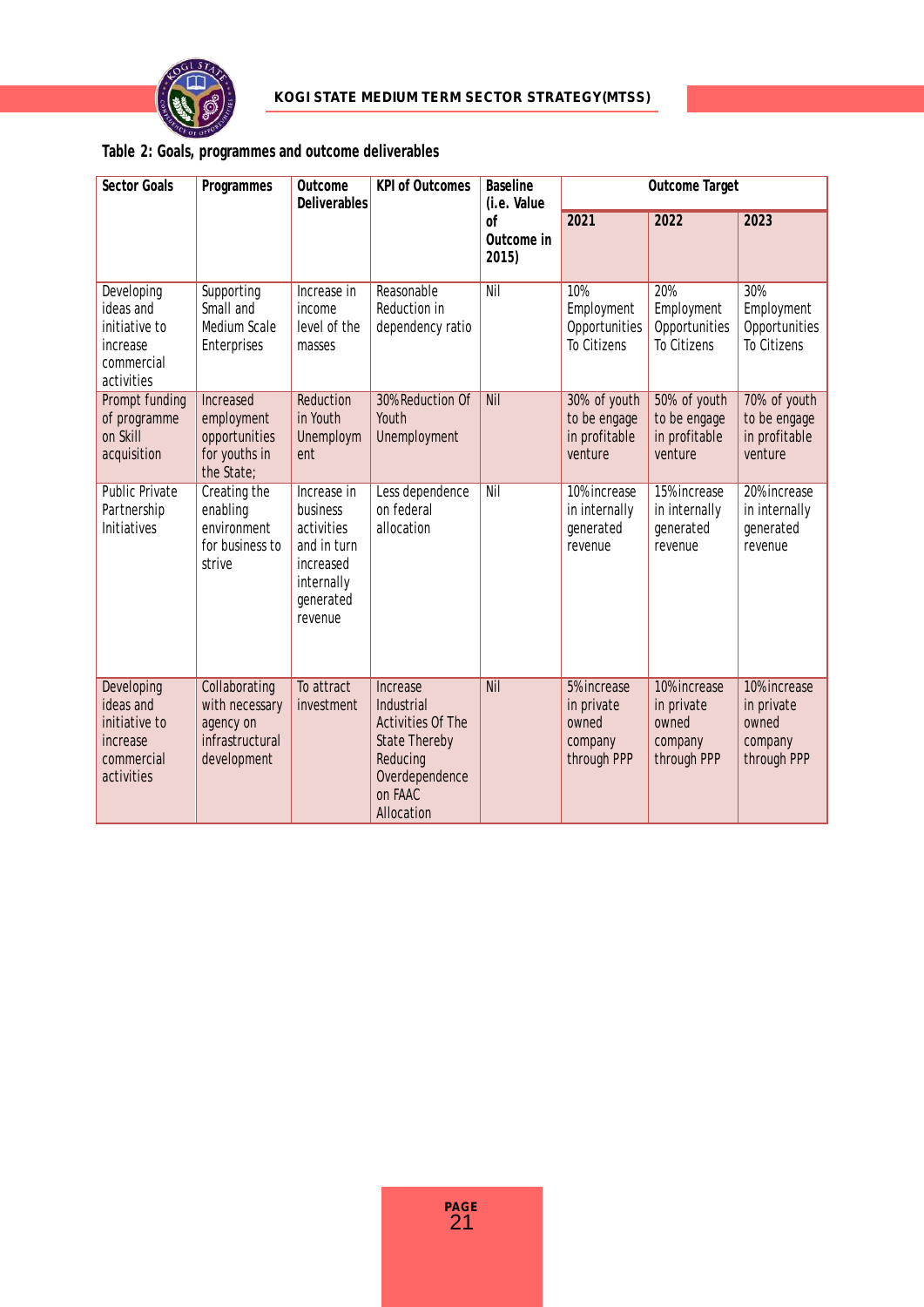**Table 2: Goals, programmes and outcome deliverables**

| Sector Goals | Programmes | Outcome Deliverables | KPI of Outcomes | Baseline (i.e. Value of Outcome in 2015) | Outcome Target | | |
|---|---|---|---|---|---|---|---|
| | | | | | 2021 | 2022 | 2023 |
| Developing ideas and initiative to increase commercial activities | Supporting Small and Medium Scale Enterprises | Increase in income level of the masses | Reasonable Reduction in dependency ratio | Nil | 10% Employment Opportunities To Citizens | 20% Employment Opportunities To Citizens | 30% Employment Opportunities To Citizens |
| Prompt funding of programme on Skill acquisition | Increased employment opportunities for youths in the State; | Reduction in Youth Unemployment | 30% Reduction Of Youth Unemployment | Nil | 30% of youth to be engage in profitable venture | 50% of youth to be engage in profitable venture | 70% of youth to be engage in profitable venture |
| Public Private Partnership Initiatives | Creating the enabling environment for business to strive | Increase in business activities and in turn increased internally generated revenue | Less dependence on federal allocation | Nil | 10% increase in internally generated revenue | 15% increase in internally generated revenue | 20% increase in internally generated revenue |
| Developing ideas and initiative to increase commercial activities | Collaborating with necessary agency on infrastructural development | To attract investment | Increase Industrial Activities Of The State Thereby Reducing Overdependence on FAAC Allocation | Nil | 5% increase in private owned company through PPP | 10% increase in private owned company through PPP | 10% increase in private owned company through PPP |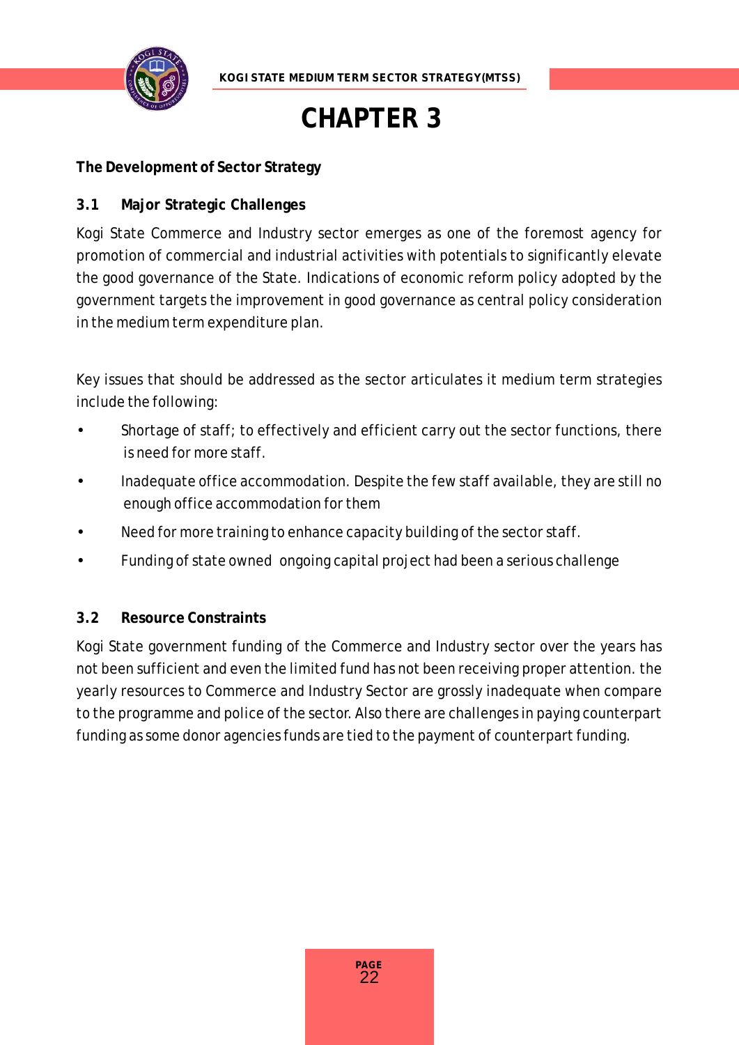# CHAPTER 3

**The Development of Sector Strategy**

## 3.1 Major Strategic Challenges

Kogi State Commerce and Industry sector emerges as one of the foremost agency for promotion of commercial and industrial activities with potentials to significantly elevate the good governance of the State. Indications of economic reform policy adopted by the government targets the improvement in good governance as central policy consideration in the medium term expenditure plan.

Key issues that should be addressed as the sector articulates it medium term strategies include the following:

- Shortage of staff; to effectively and efficient carry out the sector functions, there is need for more staff.
- Inadequate office accommodation. Despite the few staff available, they are still no enough office accommodation for them
- Need for more training to enhance capacity building of the sector staff.
- Funding of state owned ongoing capital project had been a serious challenge

## 3.2 Resource Constraints

Kogi State government funding of the Commerce and Industry sector over the years has not been sufficient and even the limited fund has not been receiving proper attention. the yearly resources to Commerce and Industry Sector are grossly inadequate when compare to the programme and police of the sector. Also there are challenges in paying counterpart funding as some donor agencies funds are tied to the payment of counterpart funding.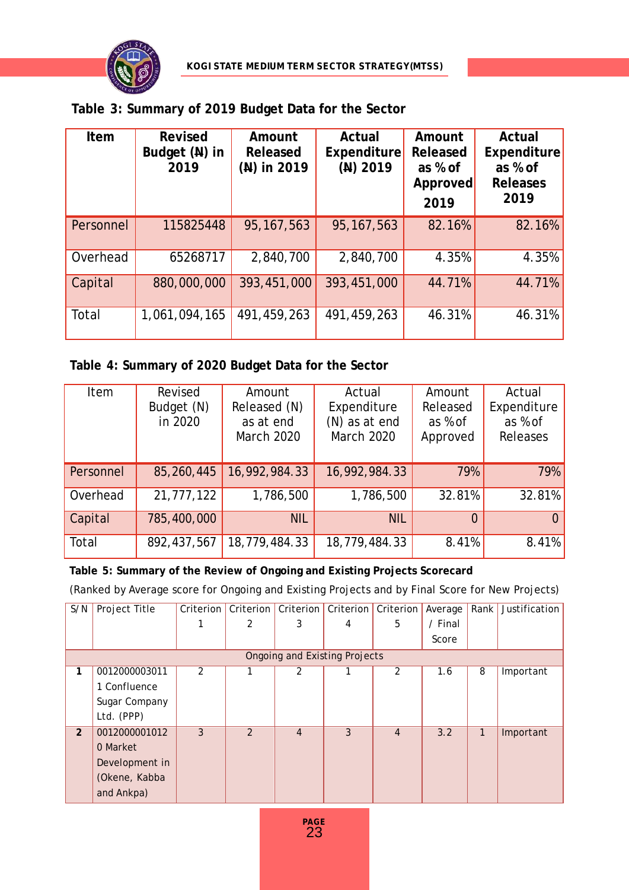**Table 3: Summary of 2019 Budget Data for the Sector**

| Item | Revised Budget (₦) in 2019 | Amount Released (₦) in 2019 | Actual Expenditure (₦) 2019 | Amount Released as % of Approved 2019 | Actual Expenditure as % of Releases 2019 |
|---|---|---|---|---|---|
| Personnel | 115825448 | 95,167,563 | 95,167,563 | 82.16% | 82.16% |
| Overhead | 65268717 | 2,840,700 | 2,840,700 | 4.35% | 4.35% |
| Capital | 880,000,000 | 393,451,000 | 393,451,000 | 44.71% | 44.71% |
| Total | 1,061,094,165 | 491,459,263 | 491,459,263 | 46.31% | 46.31% |

**Table 4: Summary of 2020 Budget Data for the Sector**

| Item | Revised Budget (N) in 2020 | Amount Released (N) as at end March 2020 | Actual Expenditure (N) as at end March 2020 | Amount Released as % of Approved | Actual Expenditure as % of Releases |
|---|---|---|---|---|---|
| Personnel | 85,260,445 | 16,992,984.33 | 16,992,984.33 | 79% | 79% |
| Overhead | 21,777,122 | 1,786,500 | 1,786,500 | 32.81% | 32.81% |
| Capital | 785,400,000 | NIL | NIL | 0 | 0 |
| Total | 892,437,567 | 18,779,484.33 | 18,779,484.33 | 8.41% | 8.41% |

**Table 5: Summary of the Review of Ongoing and Existing Projects Scorecard**

(Ranked by Average score for Ongoing and Existing Projects and by Final Score for New Projects)

| S/N | Project Title | Criterion 1 | Criterion 2 | Criterion 3 | Criterion 4 | Criterion 5 | Average / Final Score | Rank | Justification |
|---|---|---|---|---|---|---|---|---|---|
| Ongoing and Existing Projects | | | | | | | | | |
| **1** | 00120000030111 Confluence Sugar Company Ltd. (PPP) | 2 | 1 | 2 | 1 | 2 | 1.6 | 8 | Important |
| **2** | 00120000010120 Market Development in (Okene, Kabba and Ankpa) | 3 | 2 | 4 | 3 | 4 | 3.2 | 1 | Important |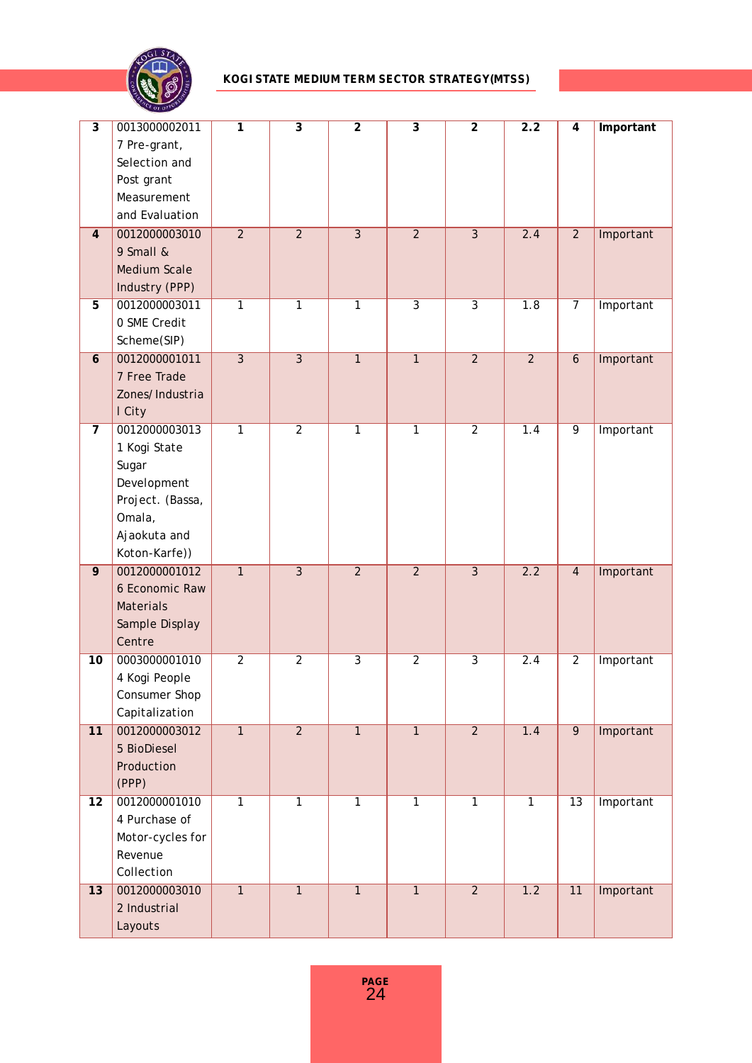| | | | | | | | | | |
|---|---|---|---|---|---|---|---|---|---|
| **3** | 00130000020117 Pre-grant, Selection and Post grant Measurement and Evaluation | **1** | **3** | **2** | **3** | **2** | **2.2** | **4** | **Important** |
| **4** | 00120000030109 Small & Medium Scale Industry (PPP) | 2 | 2 | 3 | 2 | 3 | 2.4 | 2 | Important |
| **5** | 00120000030110 SME Credit Scheme(SIP) | 1 | 1 | 1 | 3 | 3 | 1.8 | 7 | Important |
| **6** | 00120000010117 Free Trade Zones/Industrial City | 3 | 3 | 1 | 1 | 2 | 2 | 6 | Important |
| **7** | 00120000030131 Kogi State Sugar Development Project. (Bassa, Omala, Ajaokuta and Koton-Karfe)) | 1 | 2 | 1 | 1 | 2 | 1.4 | 9 | Important |
| **9** | 00120000010126 Economic Raw Materials Sample Display Centre | 1 | 3 | 2 | 2 | 3 | 2.2 | 4 | Important |
| **10** | 00030000010104 Kogi People Consumer Shop Capitalization | 2 | 2 | 3 | 2 | 3 | 2.4 | 2 | Important |
| **11** | 00120000030125 BioDiesel Production (PPP) | 1 | 2 | 1 | 1 | 2 | 1.4 | 9 | Important |
| **12** | 00120000010104 Purchase of Motor-cycles for Revenue Collection | 1 | 1 | 1 | 1 | 1 | 1 | 13 | Important |
| **13** | 00120000030102 Industrial Layouts | 1 | 1 | 1 | 1 | 2 | 1.2 | 11 | Important |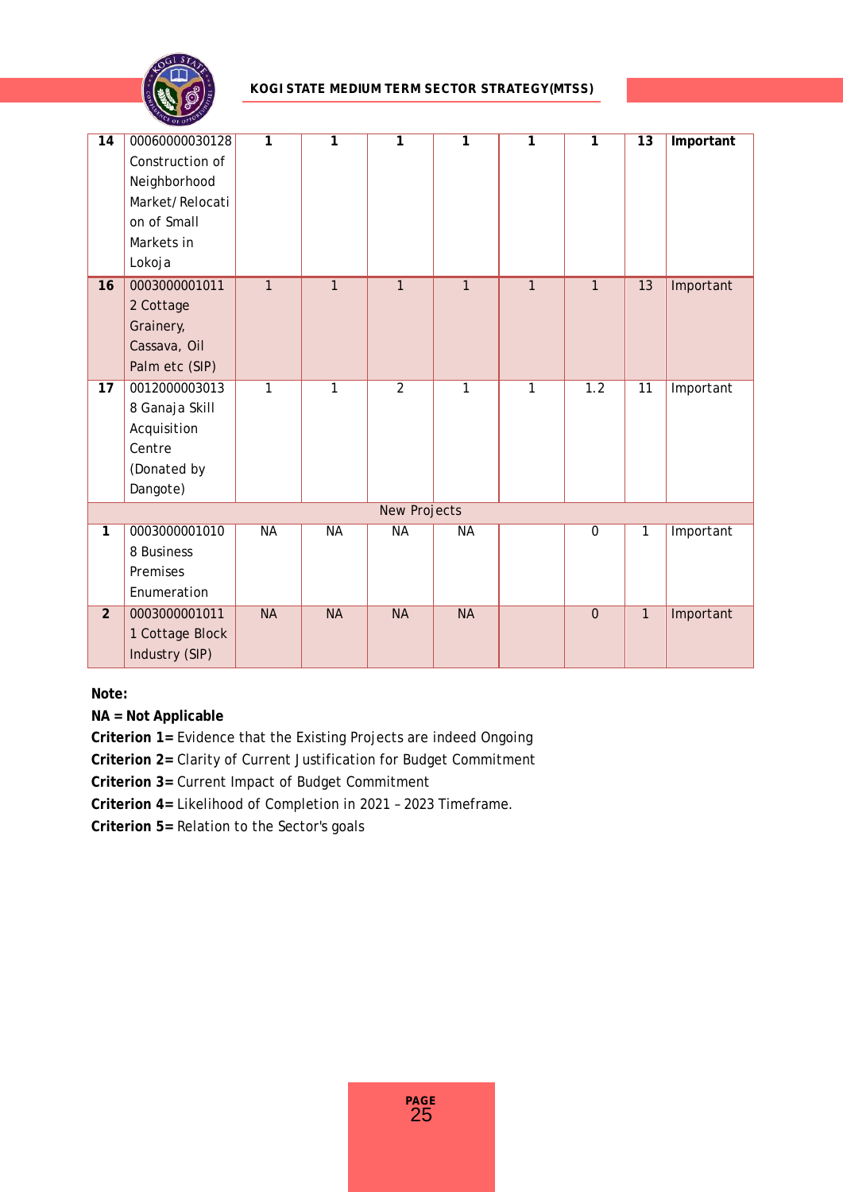| 14 | 00060000030128 Construction of Neighborhood Market/Relocation of Small Markets in Lokoja | 1 | 1 | 1 | 1 | 1 | 1 | 13 | Important |
|---|---|---|---|---|---|---|---|---|---|
| 16 | 00030000010112 Cottage Grainery, Cassava, Oil Palm etc (SIP) | 1 | 1 | 1 | 1 | 1 | 1 | 13 | Important |
| 17 | 00120000030138 Ganaja Skill Acquisition Centre (Donated by Dangote) | 1 | 1 | 2 | 1 | 1 | 1.2 | 11 | Important |
| New Projects | | | | | | | | | |
| 1 | 00030000010108 Business Premises Enumeration | NA | NA | NA | NA | | 0 | 1 | Important |
| 2 | 00030000010111 Cottage Block Industry (SIP) | NA | NA | NA | NA | | 0 | 1 | Important |

**Note:**

**NA = Not Applicable**

**Criterion 1=** Evidence that the Existing Projects are indeed Ongoing

**Criterion 2=** Clarity of Current Justification for Budget Commitment

**Criterion 3=** Current Impact of Budget Commitment

**Criterion 4=** Likelihood of Completion in 2021 – 2023 Timeframe.

**Criterion 5=** Relation to the Sector's goals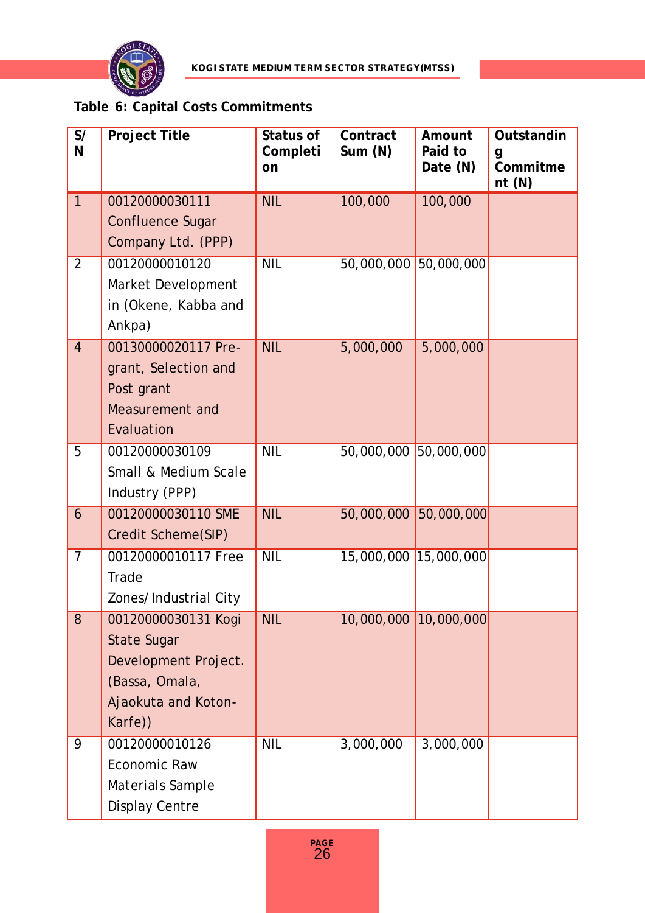**Table 6: Capital Costs Commitments**

| S/N | Project Title | Status of Completion | Contract Sum (N) | Amount Paid to Date (N) | Outstanding Commitment (N) |
|---|---|---|---|---|---|
| 1 | 00120000030111 Confluence Sugar Company Ltd. (PPP) | NIL | 100,000 | 100,000 | |
| 2 | 00120000010120 Market Development in (Okene, Kabba and Ankpa) | NIL | 50,000,000 | 50,000,000 | |
| 4 | 00130000020117 Pre-grant, Selection and Post grant Measurement and Evaluation | NIL | 5,000,000 | 5,000,000 | |
| 5 | 00120000030109 Small & Medium Scale Industry (PPP) | NIL | 50,000,000 | 50,000,000 | |
| 6 | 00120000030110 SME Credit Scheme(SIP) | NIL | 50,000,000 | 50,000,000 | |
| 7 | 00120000010117 Free Trade Zones/Industrial City | NIL | 15,000,000 | 15,000,000 | |
| 8 | 00120000030131 Kogi State Sugar Development Project. (Bassa, Omala, Ajaokuta and Koton-Karfe)) | NIL | 10,000,000 | 10,000,000 | |
| 9 | 00120000010126 Economic Raw Materials Sample Display Centre | NIL | 3,000,000 | 3,000,000 | |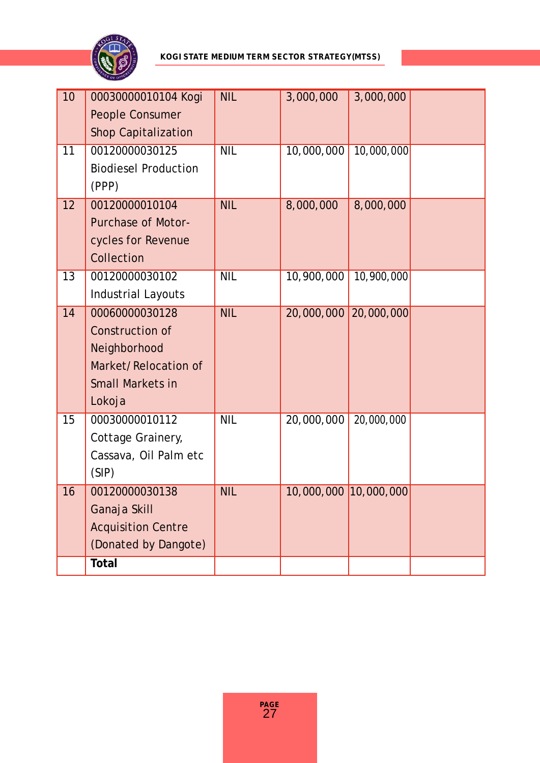| 10 | 00030000010104 Kogi People Consumer Shop Capitalization | NIL | 3,000,000 | 3,000,000 | |
|---|---|---|---|---|---|
| 11 | 00120000030125 Biodiesel Production (PPP) | NIL | 10,000,000 | 10,000,000 | |
| 12 | 00120000010104 Purchase of Motor-cycles for Revenue Collection | NIL | 8,000,000 | 8,000,000 | |
| 13 | 00120000030102 Industrial Layouts | NIL | 10,900,000 | 10,900,000 | |
| 14 | 00060000030128 Construction of Neighborhood Market/Relocation of Small Markets in Lokoja | NIL | 20,000,000 | 20,000,000 | |
| 15 | 00030000010112 Cottage Grainery, Cassava, Oil Palm etc (SIP) | NIL | 20,000,000 | 20,000,000 | |
| 16 | 00120000030138 Ganaja Skill Acquisition Centre (Donated by Dangote) | NIL | 10,000,000 | 10,000,000 | |
| | **Total** | | | | |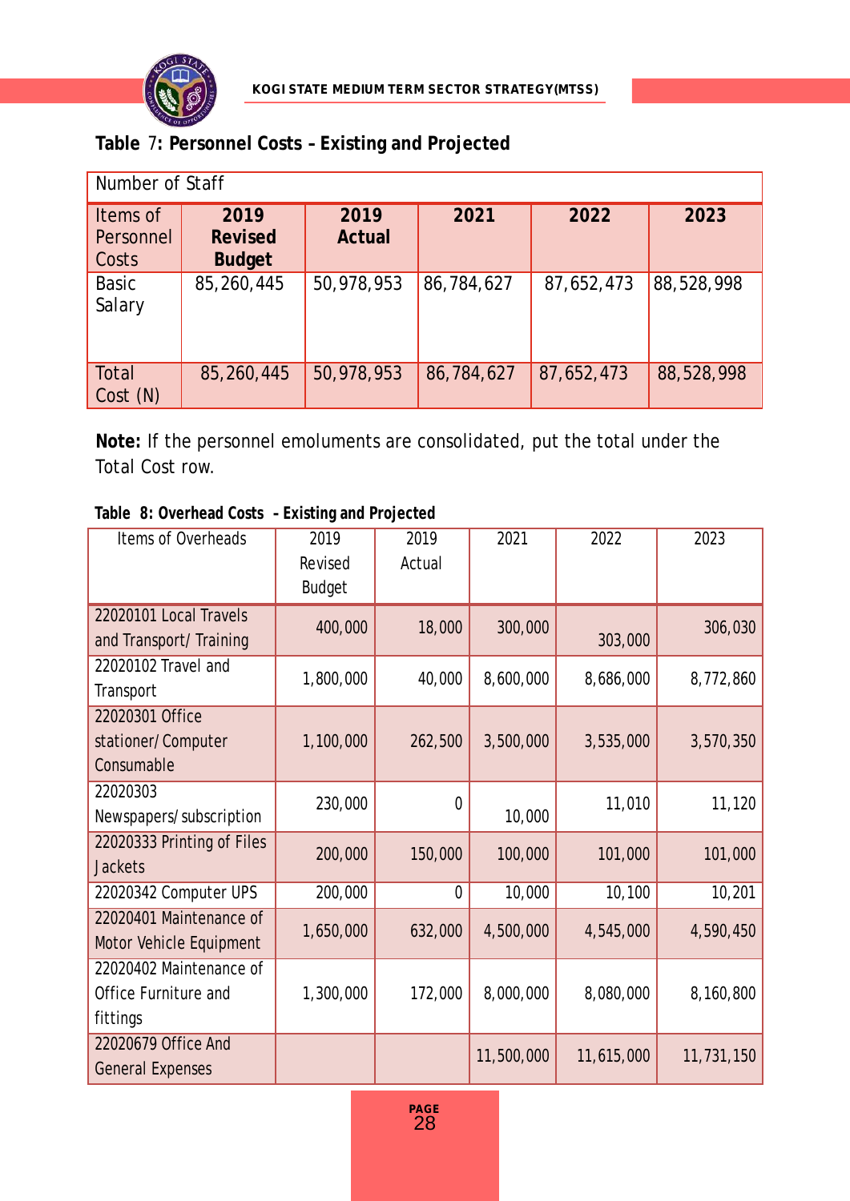**Table 7: Personnel Costs – Existing and Projected**

| Number of Staff | | | | | |
|---|---|---|---|---|---|
| **Items of Personnel Costs** | **2019 Revised Budget** | **2019 Actual** | **2021** | **2022** | **2023** |
| Basic Salary | 85,260,445 | 50,978,953 | 86,784,627 | 87,652,473 | 88,528,998 |
| Total Cost (N) | 85,260,445 | 50,978,953 | 86,784,627 | 87,652,473 | 88,528,998 |

**Note:** If the personnel emoluments are consolidated, put the total under the Total Cost row.

**Table 8: Overhead Costs – Existing and Projected**

| Items of Overheads | 2019 Revised Budget | 2019 Actual | 2021 | 2022 | 2023 |
|---|---|---|---|---|---|
| 22020101 Local Travels and Transport/ Training | 400,000 | 18,000 | 300,000 | 303,000 | 306,030 |
| 22020102 Travel and Transport | 1,800,000 | 40,000 | 8,600,000 | 8,686,000 | 8,772,860 |
| 22020301 Office stationer/ Computer Consumable | 1,100,000 | 262,500 | 3,500,000 | 3,535,000 | 3,570,350 |
| 22020303 Newspapers/ subscription | 230,000 | 0 | 10,000 | 11,010 | 11,120 |
| 22020333 Printing of Files Jackets | 200,000 | 150,000 | 100,000 | 101,000 | 101,000 |
| 22020342 Computer UPS | 200,000 | 0 | 10,000 | 10,100 | 10,201 |
| 22020401 Maintenance of Motor Vehicle Equipment | 1,650,000 | 632,000 | 4,500,000 | 4,545,000 | 4,590,450 |
| 22020402 Maintenance of Office Furniture and fittings | 1,300,000 | 172,000 | 8,000,000 | 8,080,000 | 8,160,800 |
| 22020679 Office And General Expenses | | | 11,500,000 | 11,615,000 | 11,731,150 |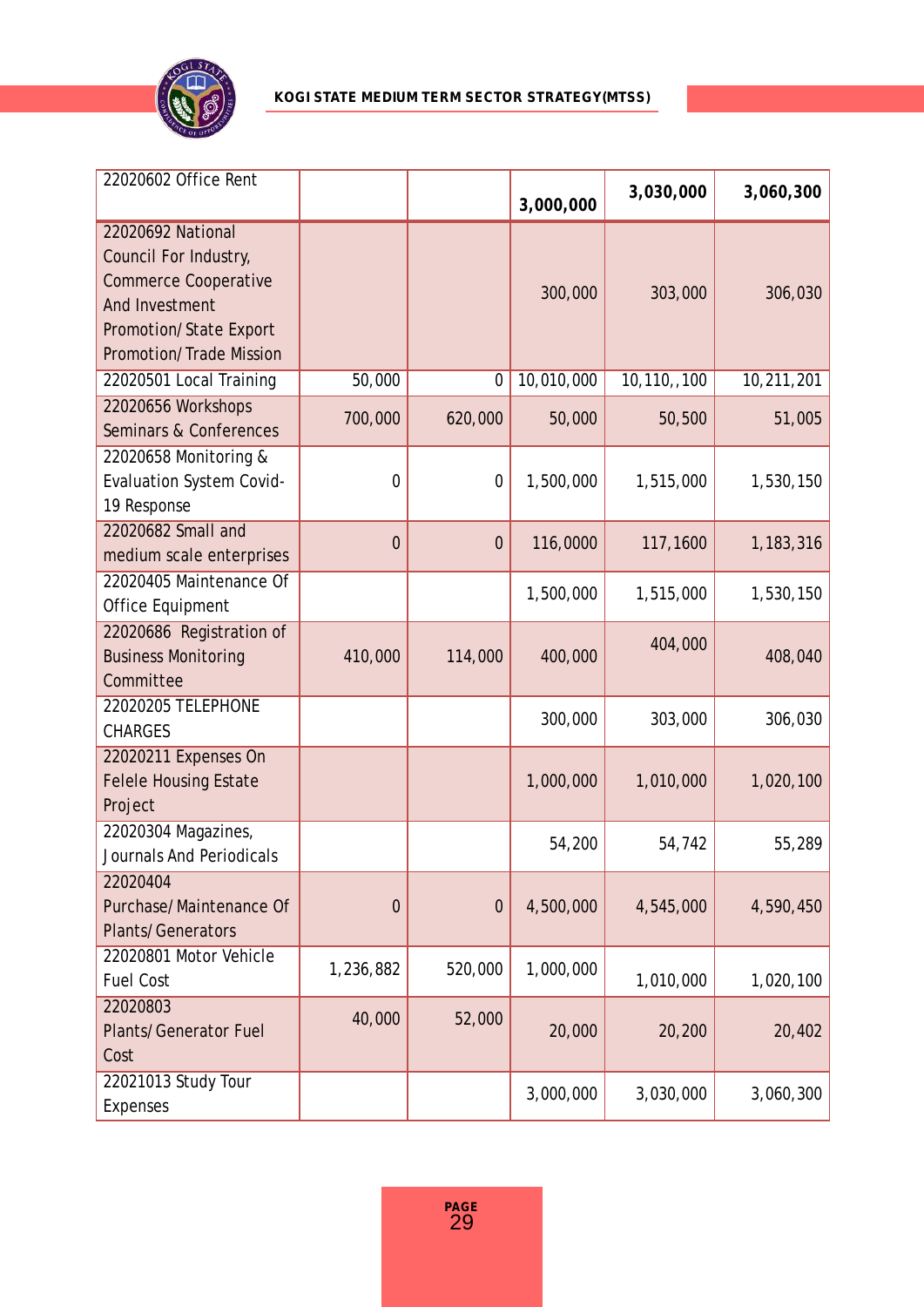| 22020602 Office Rent | | | **3,000,000** | **3,030,000** | **3,060,300** |
|---|---|---|---|---|---|
| 22020692 National Council For Industry, Commerce Cooperative And Investment Promotion/State Export Promotion/Trade Mission | | | 300,000 | 303,000 | 306,030 |
| 22020501 Local Training | 50,000 | 0 | 10,010,000 | 10,110,,100 | 10,211,201 |
| 22020656 Workshops Seminars & Conferences | 700,000 | 620,000 | 50,000 | 50,500 | 51,005 |
| 22020658 Monitoring & Evaluation System Covid-19 Response | 0 | 0 | 1,500,000 | 1,515,000 | 1,530,150 |
| 22020682 Small and medium scale enterprises | 0 | 0 | 116,0000 | 117,1600 | 1,183,316 |
| 22020405 Maintenance Of Office Equipment | | | 1,500,000 | 1,515,000 | 1,530,150 |
| 22020686 Registration of Business Monitoring Committee | 410,000 | 114,000 | 400,000 | 404,000 | 408,040 |
| 22020205 TELEPHONE CHARGES | | | 300,000 | 303,000 | 306,030 |
| 22020211 Expenses On Felele Housing Estate Project | | | 1,000,000 | 1,010,000 | 1,020,100 |
| 22020304 Magazines, Journals And Periodicals | | | 54,200 | 54,742 | 55,289 |
| 22020404 Purchase/Maintenance Of Plants/Generators | 0 | 0 | 4,500,000 | 4,545,000 | 4,590,450 |
| 22020801 Motor Vehicle Fuel Cost | 1,236,882 | 520,000 | 1,000,000 | 1,010,000 | 1,020,100 |
| 22020803 Plants/Generator Fuel Cost | 40,000 | 52,000 | 20,000 | 20,200 | 20,402 |
| 22021013 Study Tour Expenses | | | 3,000,000 | 3,030,000 | 3,060,300 |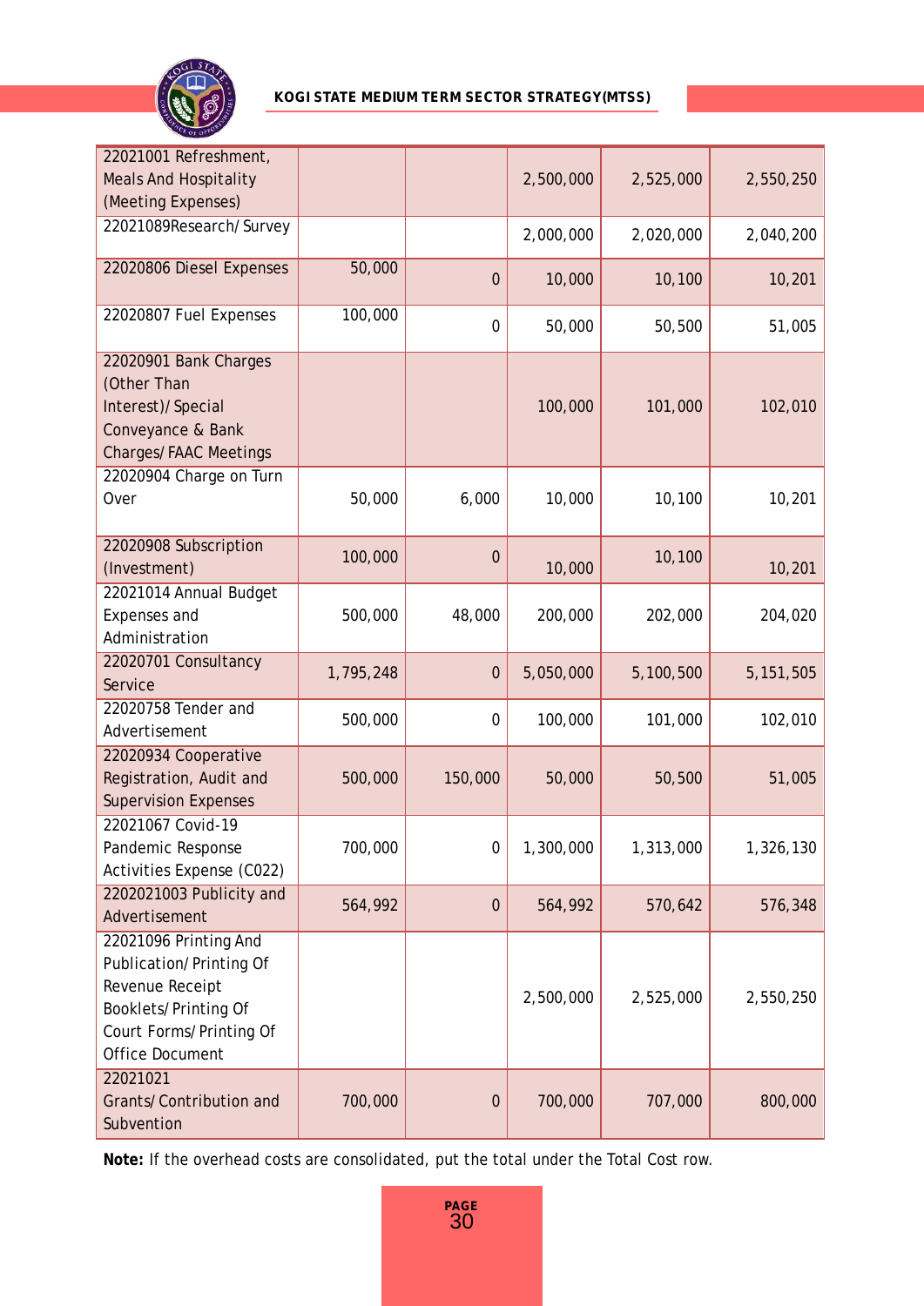| | | | | | |
|---|---|---|---|---|---|
| 22021001 Refreshment, Meals And Hospitality (Meeting Expenses) | | | 2,500,000 | 2,525,000 | 2,550,250 |
| 22021089Research/Survey | | | 2,000,000 | 2,020,000 | 2,040,200 |
| 22020806 Diesel Expenses | 50,000 | 0 | 10,000 | 10,100 | 10,201 |
| 22020807 Fuel Expenses | 100,000 | 0 | 50,000 | 50,500 | 51,005 |
| 22020901 Bank Charges (Other Than Interest)/Special Conveyance & Bank Charges/FAAC Meetings | | | 100,000 | 101,000 | 102,010 |
| 22020904 Charge on Turn Over | 50,000 | 6,000 | 10,000 | 10,100 | 10,201 |
| 22020908 Subscription (Investment) | 100,000 | 0 | 10,000 | 10,100 | 10,201 |
| 22021014 Annual Budget Expenses and Administration | 500,000 | 48,000 | 200,000 | 202,000 | 204,020 |
| 22020701 Consultancy Service | 1,795,248 | 0 | 5,050,000 | 5,100,500 | 5,151,505 |
| 22020758 Tender and Advertisement | 500,000 | 0 | 100,000 | 101,000 | 102,010 |
| 22020934 Cooperative Registration, Audit and Supervision Expenses | 500,000 | 150,000 | 50,000 | 50,500 | 51,005 |
| 22021067 Covid-19 Pandemic Response Activities Expense (C022) | 700,000 | 0 | 1,300,000 | 1,313,000 | 1,326,130 |
| 2202021003 Publicity and Advertisement | 564,992 | 0 | 564,992 | 570,642 | 576,348 |
| 22021096 Printing And Publication/Printing Of Revenue Receipt Booklets/Printing Of Court Forms/Printing Of Office Document | | | 2,500,000 | 2,525,000 | 2,550,250 |
| 22021021 Grants/Contribution and Subvention | 700,000 | 0 | 700,000 | 707,000 | 800,000 |

**Note:** If the overhead costs are consolidated, put the total under the Total Cost row.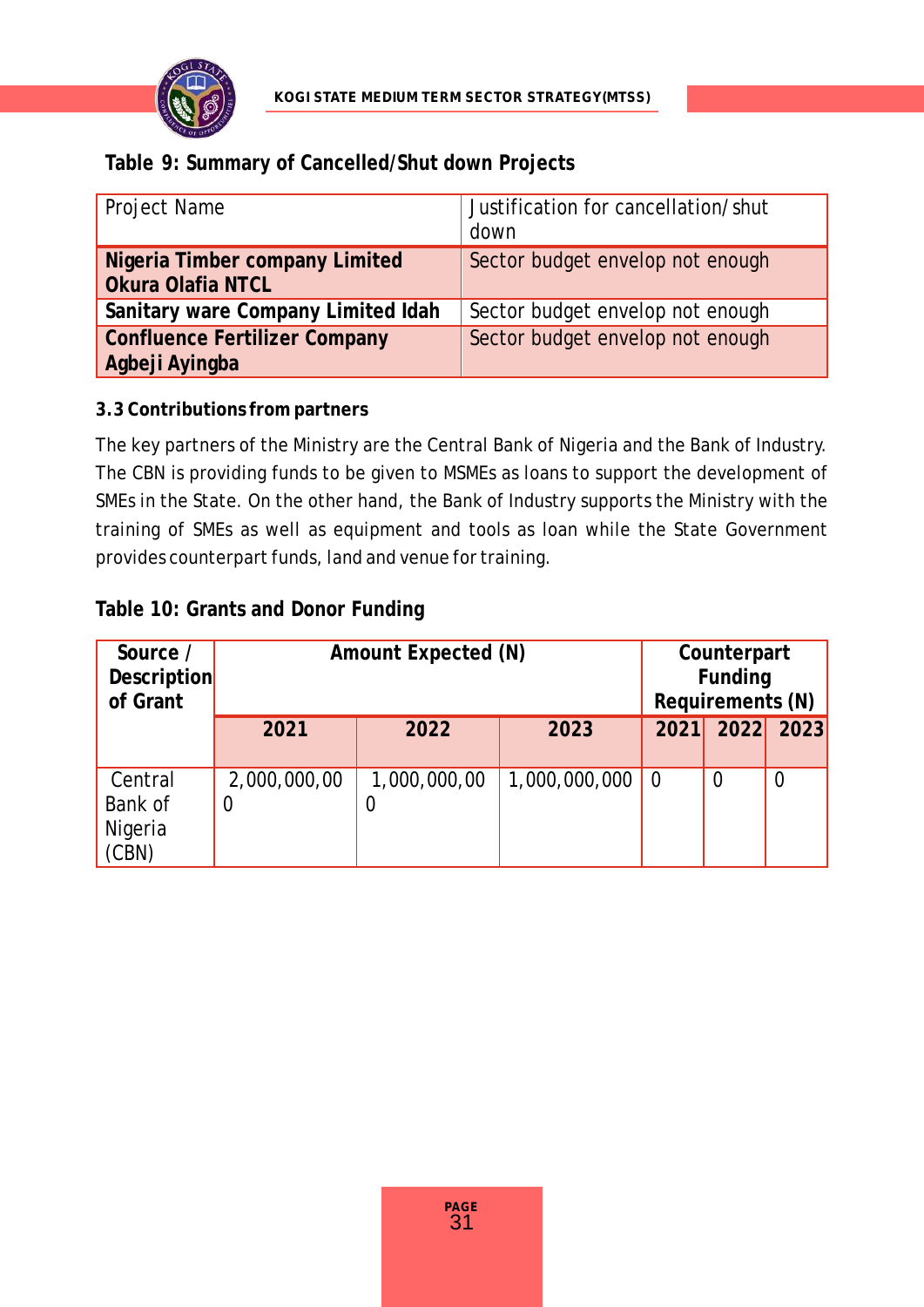**Table 9: Summary of Cancelled/Shut down Projects**

| Project Name | Justification for cancellation/shut down |
|---|---|
| **Nigeria Timber company Limited Okura Olafia NTCL** | Sector budget envelop not enough |
| **Sanitary ware Company Limited Idah** | Sector budget envelop not enough |
| **Confluence Fertilizer Company Agbeji Ayingba** | Sector budget envelop not enough |

### 3.3 Contributions from partners

The key partners of the Ministry are the Central Bank of Nigeria and the Bank of Industry. The CBN is providing funds to be given to MSMEs as loans to support the development of SMEs in the State. On the other hand, the Bank of Industry supports the Ministry with the training of SMEs as well as equipment and tools as loan while the State Government provides counterpart funds, land and venue for training.

**Table 10: Grants and Donor Funding**

| Source / Description of Grant | Amount Expected (N) | | | Counterpart Funding Requirements (N) | | |
|---|---|---|---|---|---|---|
| | 2021 | 2022 | 2023 | 2021 | 2022 | 2023 |
| Central Bank of Nigeria (CBN) | 2,000,000,000 | 1,000,000,000 | 1,000,000,000 | 0 | 0 | 0 |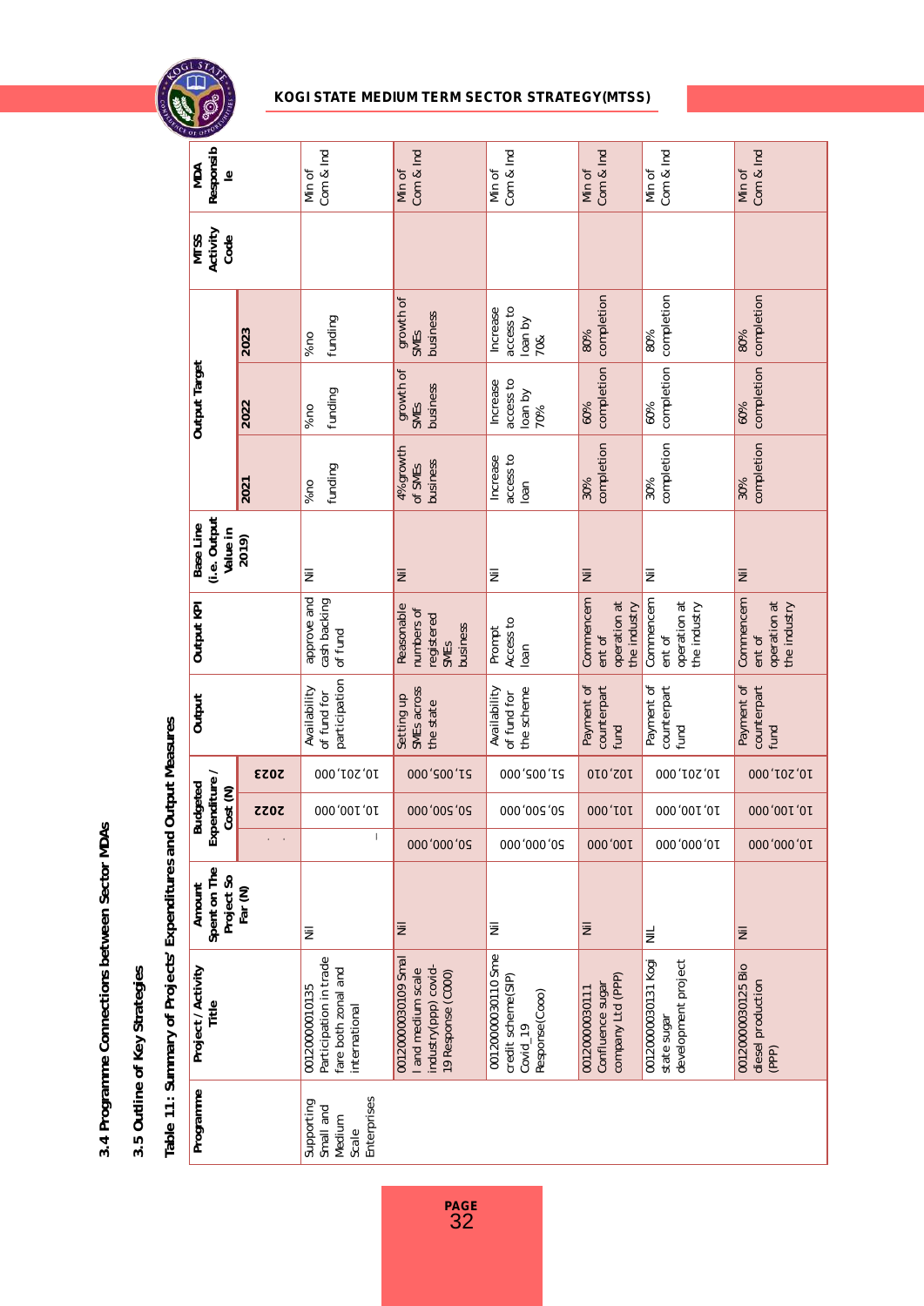### 3.4 Programme Connections between Sector MDAs

### 3.5 Outline of Key Strategies

**Table 11: Summary of Projects' Expenditures and Output Measures**

| Programme | Project / Activity Title | Amount Spent on The Project So Far (N) | Budgeted Expenditure / Cost (N) | | | Output | Output KPI | Base Line (i.e. Output Value in 2019) | Output Target | | | MTSS Activity Code | MDA Responsible |
|---|---|---|---|---|---|---|---|---|---|---|---|---|---|
| | | | . . | 2022 | 2023 | | | | 2021 | 2022 | 2023 | | |
| Supporting Small and Medium Scale Enterprises | 00120000010135 Participation in trade fare both zonal and international | Nil | I | 10,100,000 | 10,201,000 | Availability of fund for participation | approve and cash backing of fund | Nil | %no funding | %no funding | %no funding | | Min of Com & Ind |
| | 00120000030109 Smal l and medium scale industry(ppp) covid-19 Response (C000) | Nil | 50,000,000 | 50,500,000 | 51,505,000 | Setting up SMEs across the state | Reasonable numbers of registered SMEs business | Nil | 4%growth of SMEs business | growth of SMEs business | growth of SMEs business | | Min of Com & Ind |
| | 00120000030110 Sme credit scheme(SIP) Covid_19 Response(Coo0) | Nil | 50,000,000 | 50,500,000 | 51,505,000 | Availability of fund for the scheme | Prompt Access to loan | Nil | Increase access to loan | Increase access to loan by 70% | Increase access to loan by 70& | | Min of Com & Ind |
| | 00120000030111 Confluence sugar company Ltd (PPP) | Nil | 100,000 | 101,000 | 102,010 | Payment of counterpart fund | Commencement of operation at the industry | Nil | 30% completion | 60% completion | 80% completion | | Min of Com & Ind |
| | 00120000030131 Kogi state sugar development project | NIL | 10,000,000 | 10,100,000 | 10,201,000 | Payment of counterpart fund | Commencement of operation at the industry | Nil | 30% completion | 60% completion | 80% completion | | Min of Com & Ind |
| | 00120000030125 Bio diesel production (PPP) | Nil | 10,000,000 | 10,100,000 | 10,201,000 | Payment of counterpart fund | Commencement of operation at the industry | Nil | 30% completion | 60% completion | 80% completion | | Min of Com & Ind |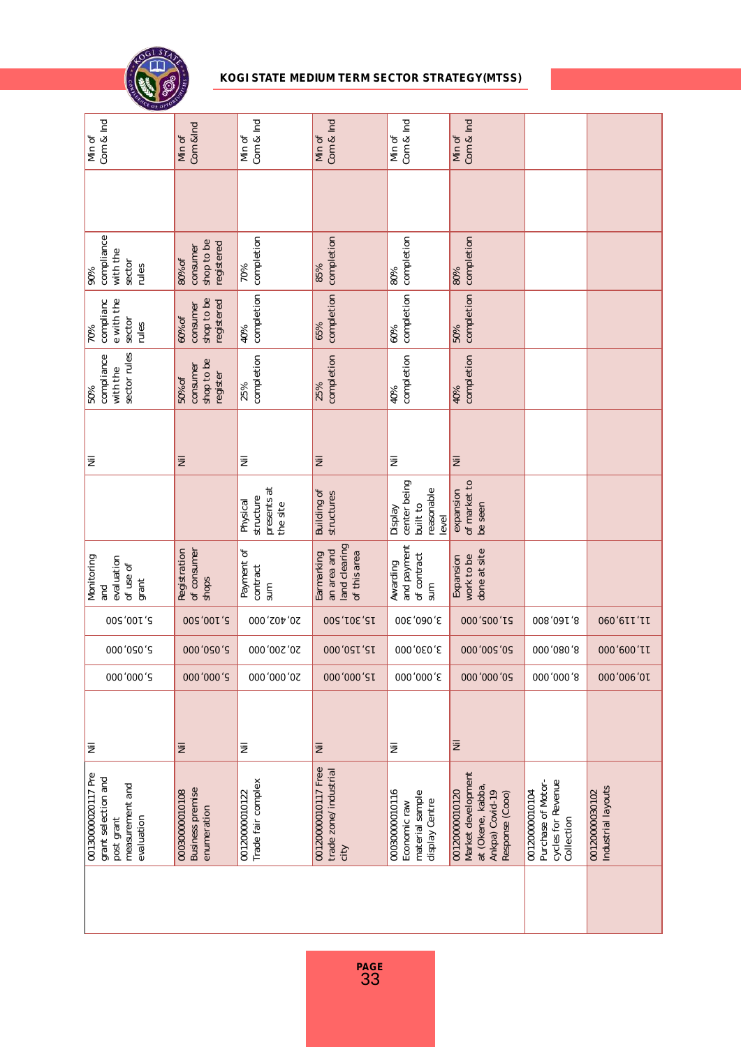| | | | | | | | | | | | | |
|---|---|---|---|---|---|---|---|---|---|---|---|---|
| | 00130000020117 Pre grant selection and post grant measurement and evaluation | Nil | 5,000,000 | 5,050,000 | 5,100,500 | Monitoring and evaluation of use of grant | | Nil | 50% compliance with the sector rules | 70% complianc e with the sector rules | 90% compliance with the sector rules | | Min of Com & Ind |
| | 0003000010108 Business premise enumeration | Nil | 5,000,000 | 5,050,000 | 5,100,500 | Registration of consumer shops | | Nil | 50%of consumer shop to be register | 60%of consumer shop to be registered | 80%of consumer shop to be registered | | Min of Com &Ind |
| | 0012000010122 Trade fair complex | Nil | 20,000,000 | 20,200,000 | 20,402,000 | Payment of contract sum | Physical structure presents at the site | Nil | 25% completion | 40% completion | 70% completion | | Min of Com & Ind |
| | 00120000010117 Free trade zone/industrial city | Nil | 15,000,000 | 15,150,000 | 15,301,500 | Earmarking an area and land clearing of this area | Building of structures | Nil | 25% completion | 65% completion | 85% completion | | Min of Com & Ind |
| | 0003000010116 Economic raw material sample display Centre | Nil | 3,000,000 | 3,030,000 | 3,060,300 | Awarding and payment of contract sum | Display center being built to reasonable level | Nil | 40% completion | 60% completion | 80% completion | | Min of Com & Ind |
| | 0012000010120 Market development at (Okene, kabba, Ankpa) Covid-19 Response (Cooo) | Nil | 50,000,000 | 50,500,000 | 51,005,000 | Expansion work to be done at site | expansion of market to be seen | Nil | 40% completion | 50% completion | 80% completion | | Min of Com & Ind |
| | 0012000010104 Purchase of Motor-cycles for Revenue Collection | | 8,000,000 | 8,080,000 | 8,160,800 | | | | | | | | |
| | 0012000030102 Industrial layouts | | 10,900,000 | 11,009,000 | 11,119,090 | | | | | | | | |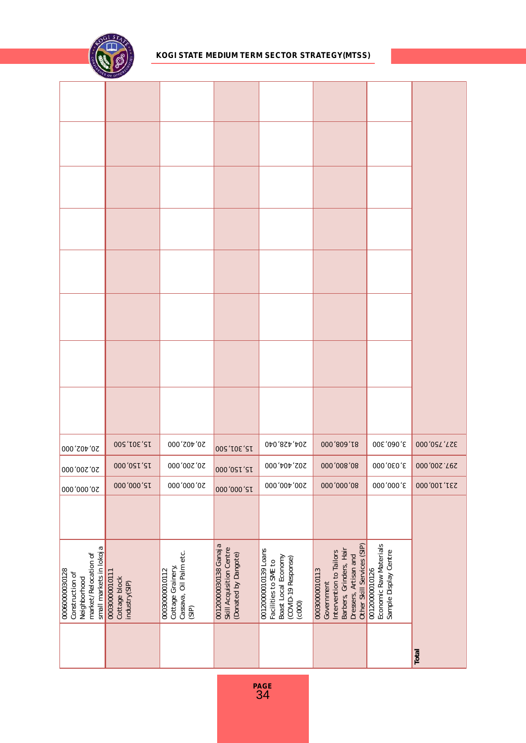| | | | | | | | | | | | | | |
|---|---|---|---|---|---|---|---|---|---|---|---|---|---|
| | 0006000030128 Construction of Neighborhood market/Relocation of small markets in lokoja | | 20,000,000 | 20,200,000 | 20,402,000 | | | | | | | | |
| | 0003000010111 Cottage block industry(SIP) | | 15,000,000 | 15,150,000 | 15,301,500 | | | | | | | | |
| | 0003000010112 Cottage Grainery, Cassava, Oil Palm etc. (SIP) | | 20,000,000 | 20,200,000 | 20,402,000 | | | | | | | | |
| | 0012000030138 Ganaja Skill Acquisition Centre (Donated by Dangote) | | 15,000,000 | 15,150,000 | 15,301,500 | | | | | | | | |
| | 0012000010139 Loans Facilities to SME to Boast Local Economy (COVID-19 Response) (c000) | | 200,400,000 | 202,404,000 | 204,428,040 | | | | | | | | |
| | 0003000010113 Government Intervention to Tailors Barbers, Grinders, Hair Dressers, Artisan and Other Skill Services (SIP) | | 80,000,000 | 80,800,000 | 81,608,000 | | | | | | | | |
| | 0012000010126 Economic Raw Materials Sample Display Centre | | 3,000,000 | 3,030,000 | 3,060,300 | | | | | | | | |
| **Total** | | | 231,100,000 | 297,200,000 | 327,750,000 | | | | | | | | |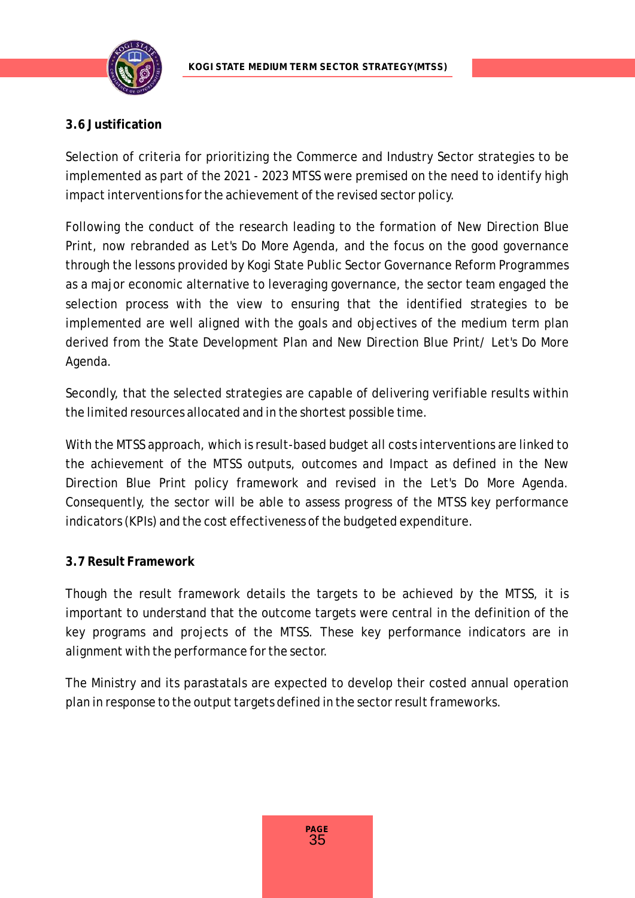### 3.6 Justification

Selection of criteria for prioritizing the Commerce and Industry Sector strategies to be implemented as part of the 2021 - 2023 MTSS were premised on the need to identify high impact interventions for the achievement of the revised sector policy.

Following the conduct of the research leading to the formation of New Direction Blue Print, now rebranded as Let's Do More Agenda, and the focus on the good governance through the lessons provided by Kogi State Public Sector Governance Reform Programmes as a major economic alternative to leveraging governance, the sector team engaged the selection process with the view to ensuring that the identified strategies to be implemented are well aligned with the goals and objectives of the medium term plan derived from the State Development Plan and New Direction Blue Print/ Let's Do More Agenda.

Secondly, that the selected strategies are capable of delivering verifiable results within the limited resources allocated and in the shortest possible time.

With the MTSS approach, which is result-based budget all costs interventions are linked to the achievement of the MTSS outputs, outcomes and Impact as defined in the New Direction Blue Print policy framework and revised in the Let's Do More Agenda. Consequently, the sector will be able to assess progress of the MTSS key performance indicators (KPIs) and the cost effectiveness of the budgeted expenditure.

### 3.7 Result Framework

Though the result framework details the targets to be achieved by the MTSS, it is important to understand that the outcome targets were central in the definition of the key programs and projects of the MTSS. These key performance indicators are in alignment with the performance for the sector.

The Ministry and its parastatals are expected to develop their costed annual operation plan in response to the output targets defined in the sector result frameworks.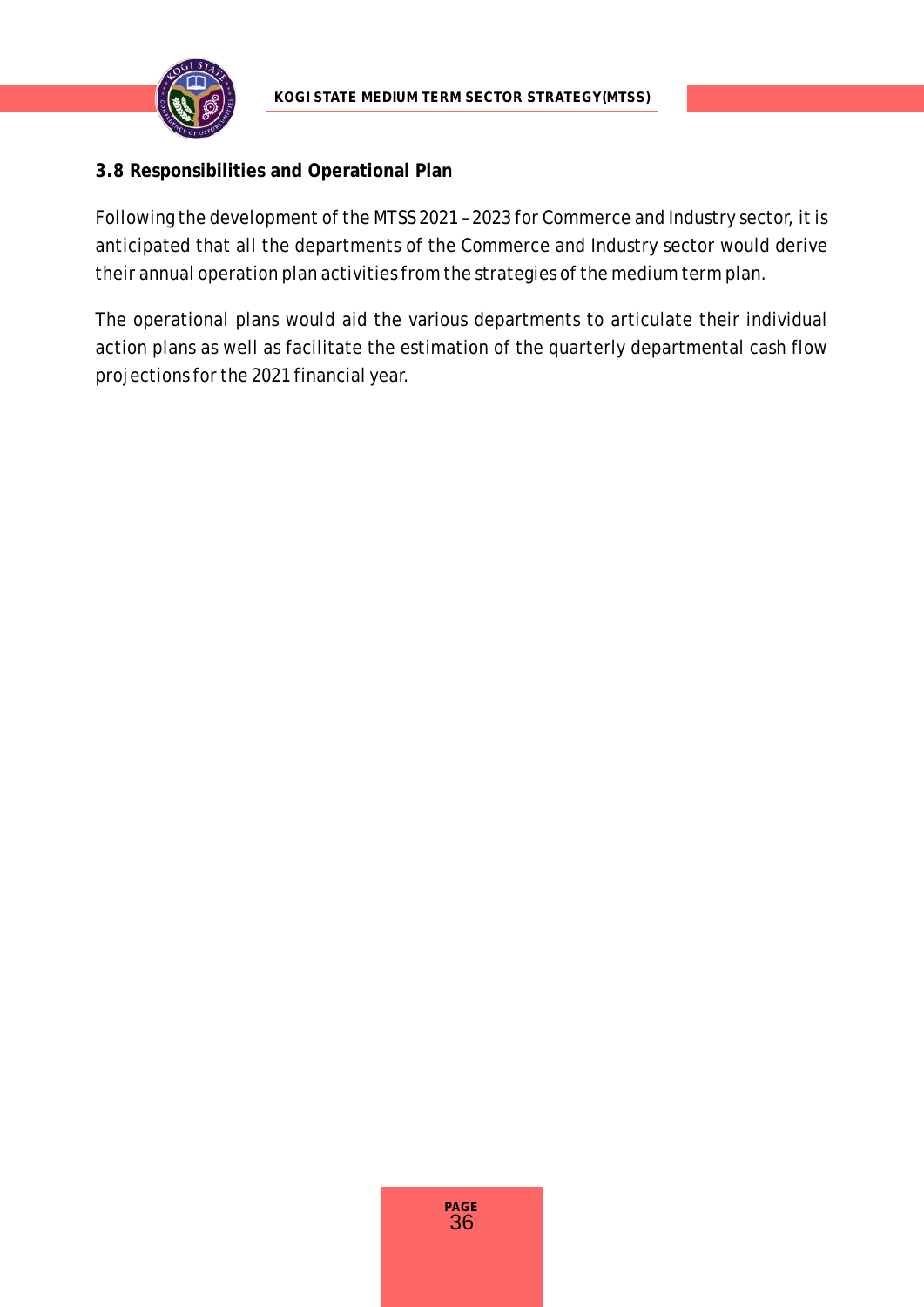### 3.8 Responsibilities and Operational Plan

Following the development of the MTSS 2021 – 2023 for Commerce and Industry sector, it is anticipated that all the departments of the Commerce and Industry sector would derive their annual operation plan activities from the strategies of the medium term plan.

The operational plans would aid the various departments to articulate their individual action plans as well as facilitate the estimation of the quarterly departmental cash flow projections for the 2021 financial year.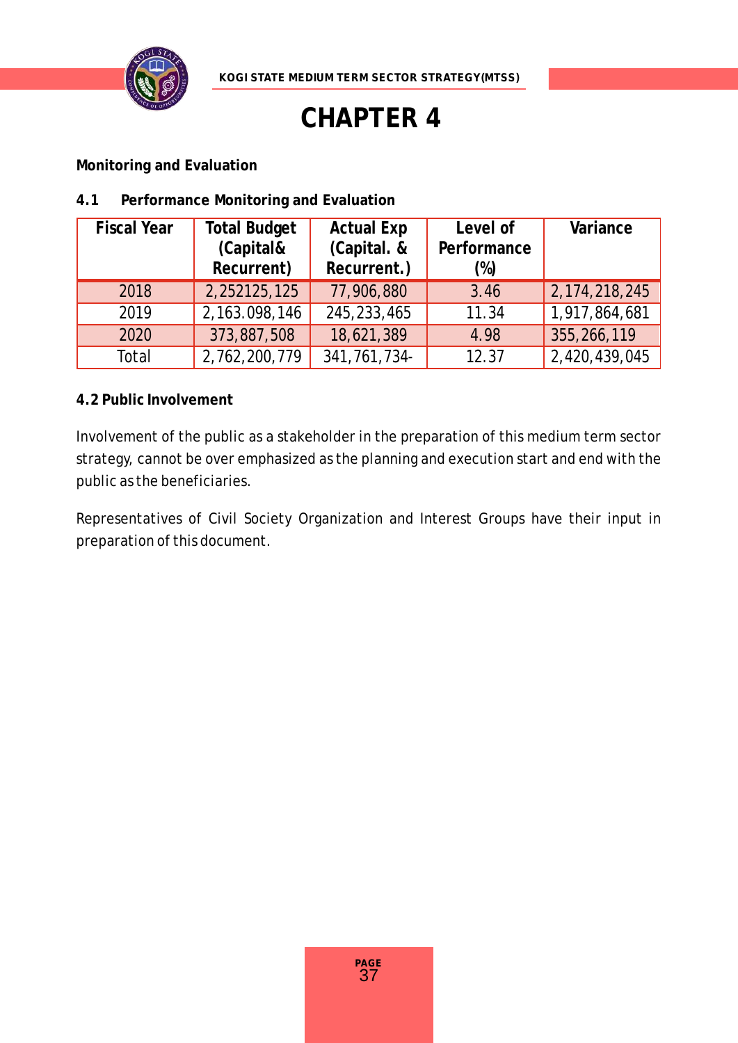# CHAPTER 4

**Monitoring and Evaluation**

**4.1 Performance Monitoring and Evaluation**

| Fiscal Year | Total Budget (Capital& Recurrent) | Actual Exp (Capital. & Recurrent.) | Level of Performance (%) | Variance |
|---|---|---|---|---|
| 2018 | 2,252125,125 | 77,906,880 | 3.46 | 2,174,218,245 |
| 2019 | 2,163.098,146 | 245,233,465 | 11.34 | 1,917,864,681 |
| 2020 | 373,887,508 | 18,621,389 | 4.98 | 355,266,119 |
| Total | 2,762,200,779 | 341,761,734- | 12.37 | 2,420,439,045 |

**4.2 Public Involvement**

Involvement of the public as a stakeholder in the preparation of this medium term sector strategy, cannot be over emphasized as the planning and execution start and end with the public as the beneficiaries.

Representatives of Civil Society Organization and Interest Groups have their input in preparation of this document.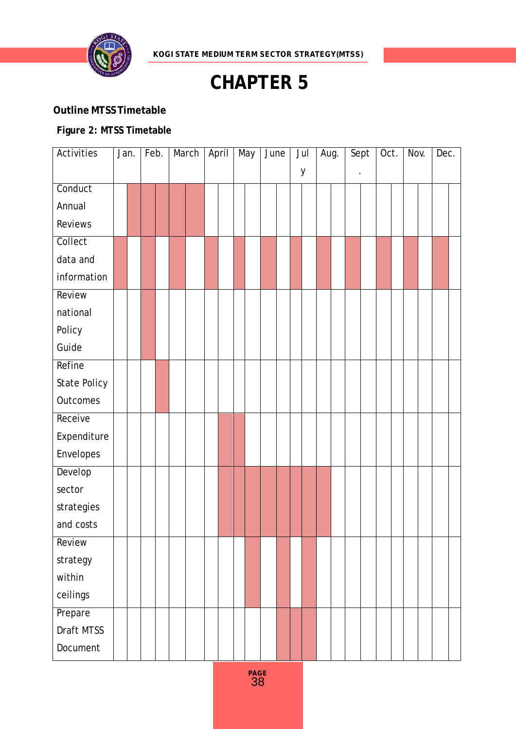# CHAPTER 5

**Outline MTSS Timetable**

**Figure 2: MTSS Timetable**

| Activities | Jan. | Feb. | March | April | May | June | July | Aug. | Sept. | Oct. | Nov. | Dec. |
|---|---|---|---|---|---|---|---|---|---|---|---|---|
| Conduct Annual Reviews | X | X | X | | | | | | | | | |
| Collect data and information | X | X | X | X | X | X | X | X | X | X | X | X |
| Review national Policy Guide | | X | | | | | | | | | | |
| Refine State Policy Outcomes | | X | | | | | | | | | | |
| Receive Expenditure Envelopes | | | | X | X | | | | | | | |
| Develop sector strategies and costs | | | | X | X | X | X | X | | | | |
| Review strategy within ceilings | | | | | X | X | X | | | | | |
| Prepare Draft MTSS Document | | | | | | X | X | | | | | |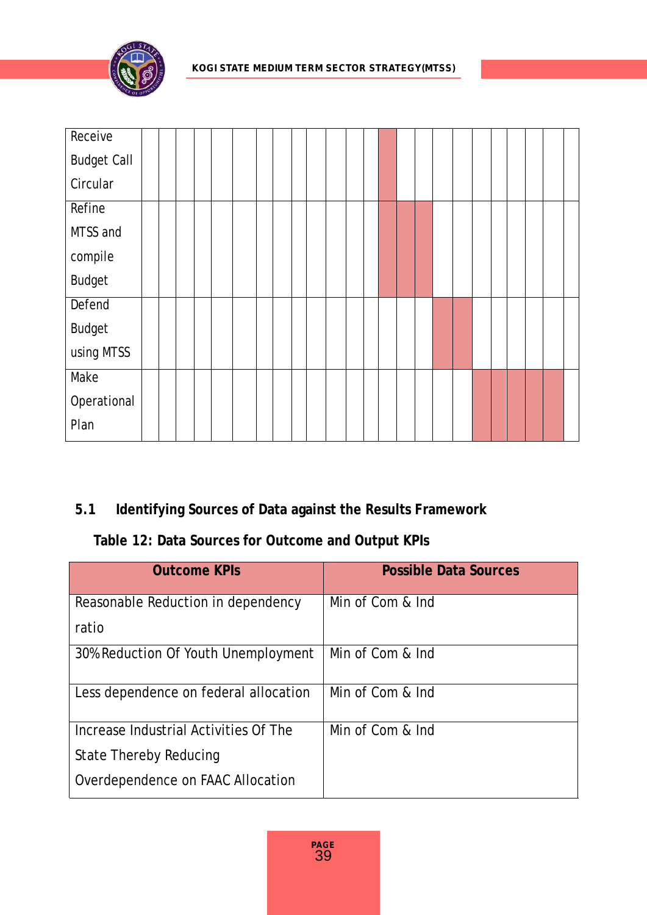| Receive Budget Call Circular | | | | | | | | | | | | | | | | | | | | | | | | |
|---|---|---|---|---|---|---|---|---|---|---|---|---|---|---|---|---|---|---|---|---|---|---|---|---|
| Refine MTSS and compile Budget | | | | | | | | | | | | | | | | | | | | | | | | |
| Defend Budget using MTSS | | | | | | | | | | | | | | | | | | | | | | | | |
| Make Operational Plan | | | | | | | | | | | | | | | | | | | | | | | | |

## 5.1 Identifying Sources of Data against the Results Framework

**Table 12: Data Sources for Outcome and Output KPIs**

| Outcome KPIs | Possible Data Sources |
|---|---|
| Reasonable Reduction in dependency ratio | Min of Com & Ind |
| 30% Reduction Of Youth Unemployment | Min of Com & Ind |
| Less dependence on federal allocation | Min of Com & Ind |
| Increase Industrial Activities Of The State Thereby Reducing Overdependence on FAAC Allocation | Min of Com & Ind |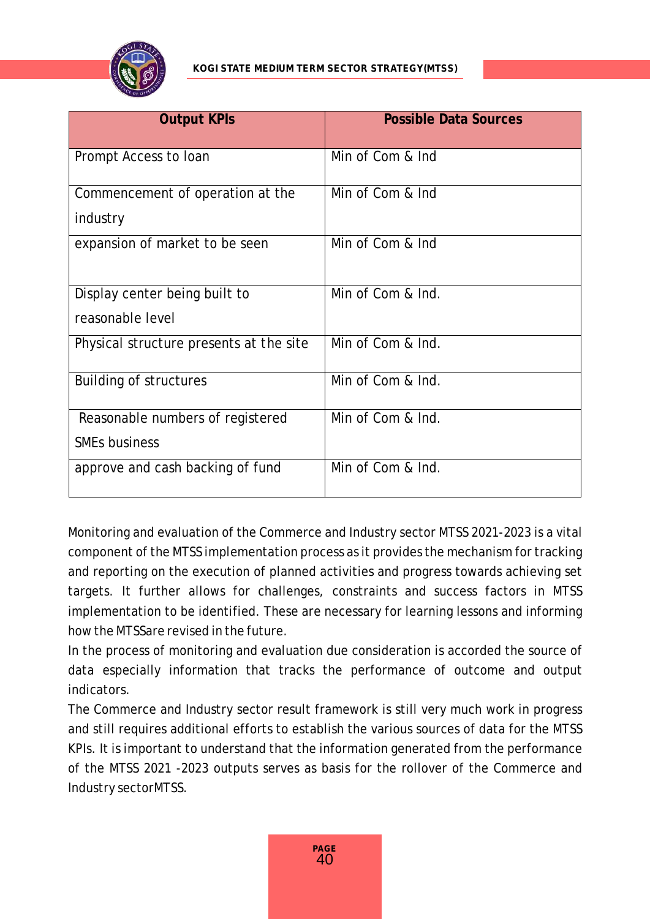| Output KPIs | Possible Data Sources |
|---|---|
| Prompt Access to loan | Min of Com & Ind |
| Commencement of operation at the industry | Min of Com & Ind |
| expansion of market to be seen | Min of Com & Ind |
| Display center being built to reasonable level | Min of Com & Ind. |
| Physical structure presents at the site | Min of Com & Ind. |
| Building of structures | Min of Com & Ind. |
| Reasonable numbers of registered SMEs business | Min of Com & Ind. |
| approve and cash backing of fund | Min of Com & Ind. |

Monitoring and evaluation of the Commerce and Industry sector MTSS 2021-2023 is a vital component of the MTSS implementation process as it provides the mechanism for tracking and reporting on the execution of planned activities and progress towards achieving set targets. It further allows for challenges, constraints and success factors in MTSS implementation to be identified. These are necessary for learning lessons and informing how the MTSSare revised in the future.

In the process of monitoring and evaluation due consideration is accorded the source of data especially information that tracks the performance of outcome and output indicators.

The Commerce and Industry sector result framework is still very much work in progress and still requires additional efforts to establish the various sources of data for the MTSS KPIs. It is important to understand that the information generated from the performance of the MTSS 2021 -2023 outputs serves as basis for the rollover of the Commerce and Industry sectorMTSS.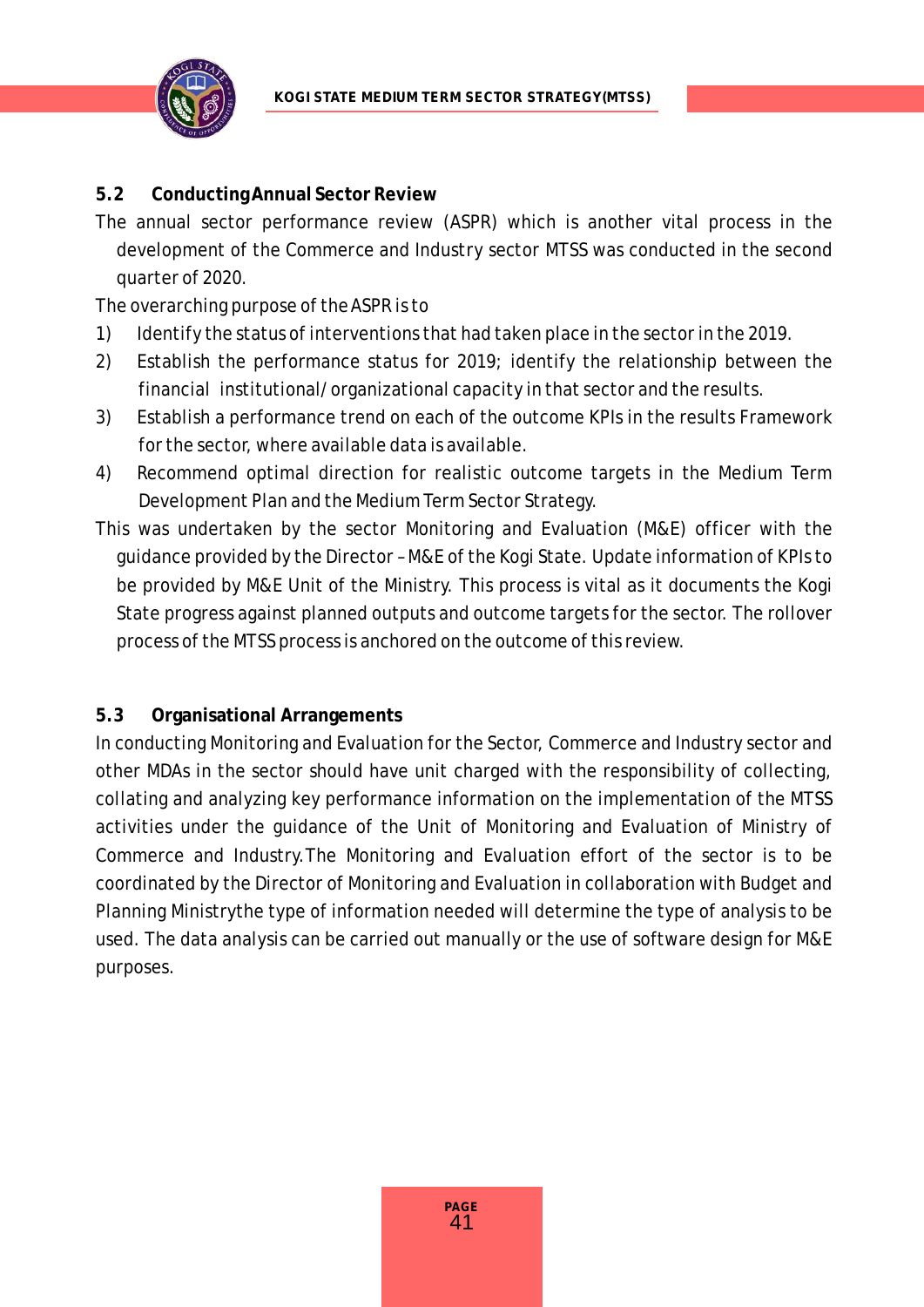## 5.2 Conducting Annual Sector Review

The annual sector performance review (ASPR) which is another vital process in the development of the Commerce and Industry sector MTSS was conducted in the second quarter of 2020.

The overarching purpose of the ASPR is to

1) Identify the status of interventions that had taken place in the sector in the 2019.
2) Establish the performance status for 2019; identify the relationship between the financial institutional/organizational capacity in that sector and the results.
3) Establish a performance trend on each of the outcome KPIs in the results Framework for the sector, where available data is available.
4) Recommend optimal direction for realistic outcome targets in the Medium Term Development Plan and the Medium Term Sector Strategy.

This was undertaken by the sector Monitoring and Evaluation (M&E) officer with the guidance provided by the Director – M&E of the Kogi State. Update information of KPIs to be provided by M&E Unit of the Ministry. This process is vital as it documents the Kogi State progress against planned outputs and outcome targets for the sector. The rollover process of the MTSS process is anchored on the outcome of this review.

## 5.3 Organisational Arrangements

In conducting Monitoring and Evaluation for the Sector, Commerce and Industry sector and other MDAs in the sector should have unit charged with the responsibility of collecting, collating and analyzing key performance information on the implementation of the MTSS activities under the guidance of the Unit of Monitoring and Evaluation of Ministry of Commerce and Industry.The Monitoring and Evaluation effort of the sector is to be coordinated by the Director of Monitoring and Evaluation in collaboration with Budget and Planning Ministrythe type of information needed will determine the type of analysis to be used. The data analysis can be carried out manually or the use of software design for M&E purposes.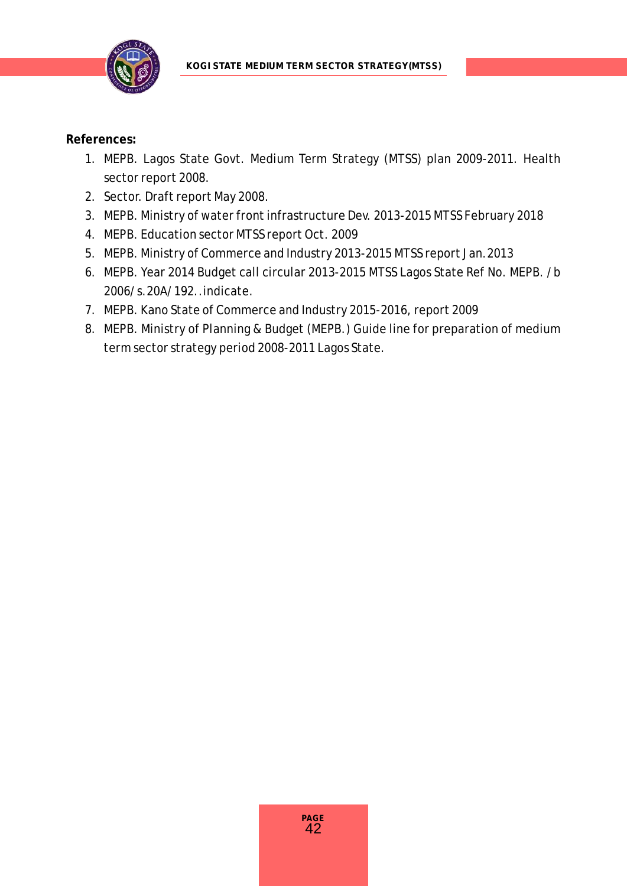**References:**

1. MEPB. Lagos State Govt. Medium Term Strategy (MTSS) plan 2009-2011. Health sector report 2008.
2. Sector. Draft report May 2008.
3. MEPB. Ministry of water front infrastructure Dev. 2013-2015 MTSS February 2018
4. MEPB. Education sector MTSS report Oct. 2009
5. MEPB. Ministry of Commerce and Industry 2013-2015 MTSS report Jan. 2013
6. MEPB. Year 2014 Budget call circular 2013-2015 MTSS Lagos State Ref No. MEPB. /b 2006/s. 20A/192. . indicate.
7. MEPB. Kano State of Commerce and Industry 2015-2016, report 2009
8. MEPB. Ministry of Planning & Budget (MEPB.) Guide line for preparation of medium term sector strategy period 2008-2011 Lagos State.